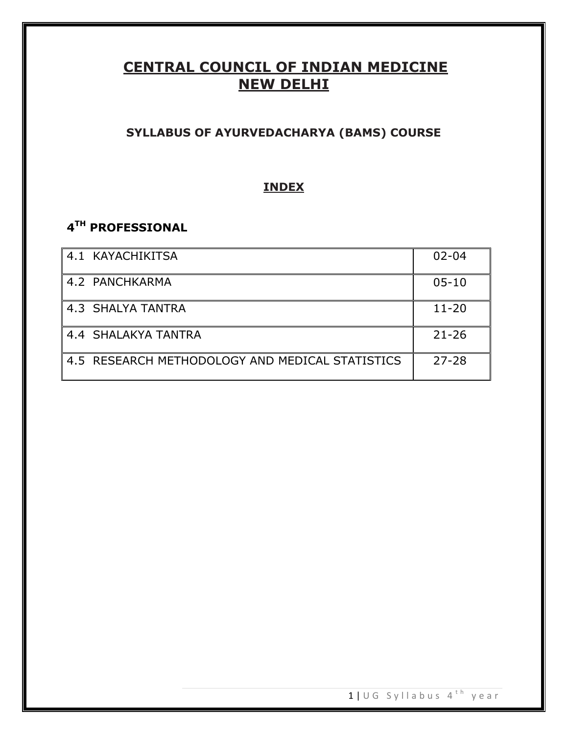# CENTRAL COUNCIL OF INDIAN MEDICINE
# NEW DELHI

## SYLLABUS OF AYURVEDACHARYA (BAMS) COURSE

## INDEX

### 4TH PROFESSIONAL

| | |
|---|---|
| 4.1 KAYACHIKITSA | 02-04 |
| 4.2 PANCHKARMA | 05-10 |
| 4.3 SHALYA TANTRA | 11-20 |
| 4.4 SHALAKYA TANTRA | 21-26 |
| 4.5 RESEARCH METHODOLOGY AND MEDICAL STATISTICS | 27-28 |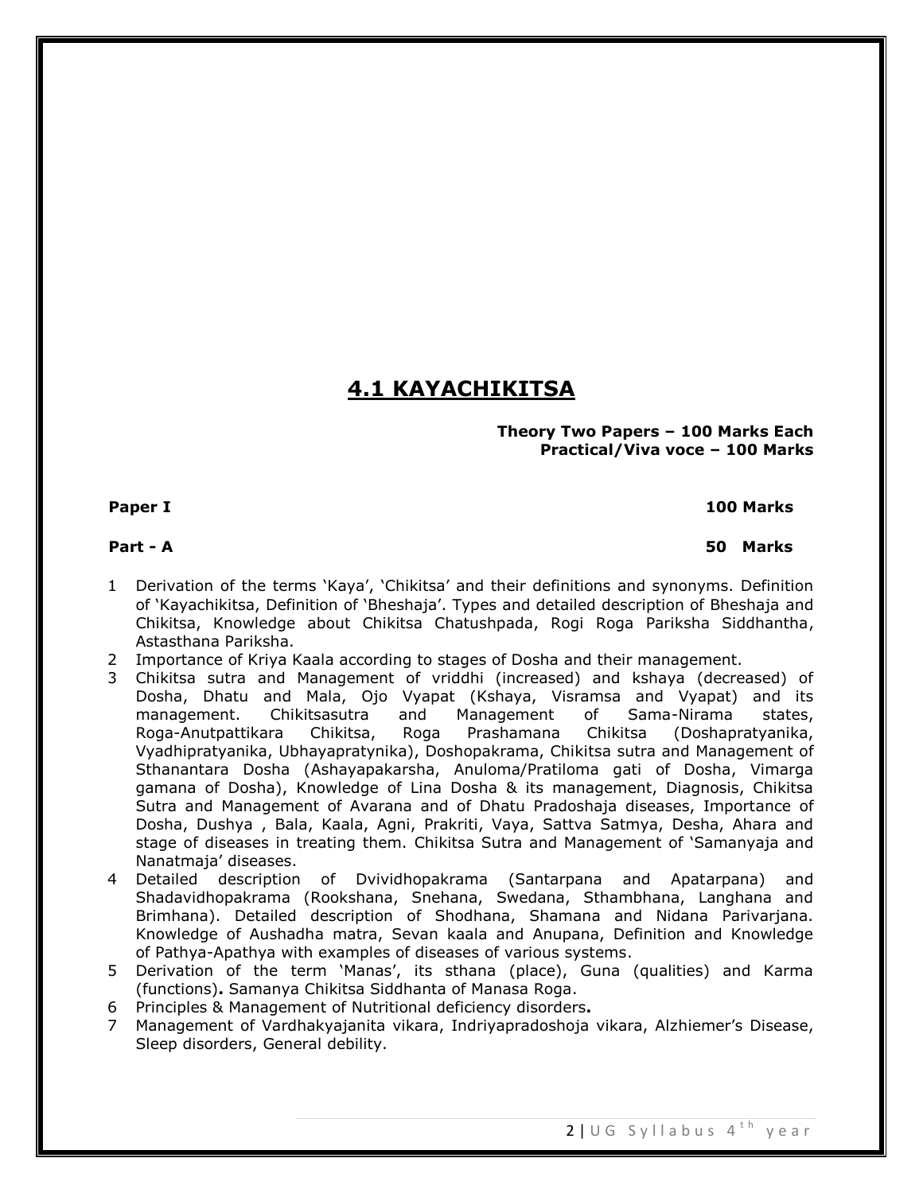# 4.1 KAYACHIKITSA

**Theory Two Papers – 100 Marks Each**
**Practical/Viva voce – 100 Marks**

**Paper I** **100 Marks**

**Part - A** **50 Marks**

1. Derivation of the terms 'Kaya', 'Chikitsa' and their definitions and synonyms. Definition of 'Kayachikitsa, Definition of 'Bheshaja'. Types and detailed description of Bheshaja and Chikitsa, Knowledge about Chikitsa Chatushpada, Rogi Roga Pariksha Siddhantha, Astasthana Pariksha.
2. Importance of Kriya Kaala according to stages of Dosha and their management.
3. Chikitsa sutra and Management of vriddhi (increased) and kshaya (decreased) of Dosha, Dhatu and Mala, Ojo Vyapat (Kshaya, Visramsa and Vyapat) and its management. Chikitsasutra and Management of Sama-Nirama states, Roga-Anutpattikara Chikitsa, Roga Prashamana Chikitsa (Doshapratyanika, Vyadhipratyanika, Ubhayapratynika), Doshopakrama, Chikitsa sutra and Management of Sthanantara Dosha (Ashayapakarsha, Anuloma/Pratiloma gati of Dosha, Vimarga gamana of Dosha), Knowledge of Lina Dosha & its management, Diagnosis, Chikitsa Sutra and Management of Avarana and of Dhatu Pradoshaja diseases, Importance of Dosha, Dushya , Bala, Kaala, Agni, Prakriti, Vaya, Sattva Satmya, Desha, Ahara and stage of diseases in treating them. Chikitsa Sutra and Management of 'Samanyaja and Nanatmaja' diseases.
4. Detailed description of Dvividhopakrama (Santarpana and Apatarpana) and Shadavidhopakrama (Rookshana, Snehana, Swedana, Sthambhana, Langhana and Brimhana). Detailed description of Shodhana, Shamana and Nidana Parivarjana. Knowledge of Aushadha matra, Sevan kaala and Anupana, Definition and Knowledge of Pathya-Apathya with examples of diseases of various systems.
5. Derivation of the term 'Manas', its sthana (place), Guna (qualities) and Karma (functions)**.** Samanya Chikitsa Siddhanta of Manasa Roga.
6. Principles & Management of Nutritional deficiency disorders**.**
7. Management of Vardhakyajanita vikara, Indriyapradoshoja vikara, Alzhiemer's Disease, Sleep disorders, General debility.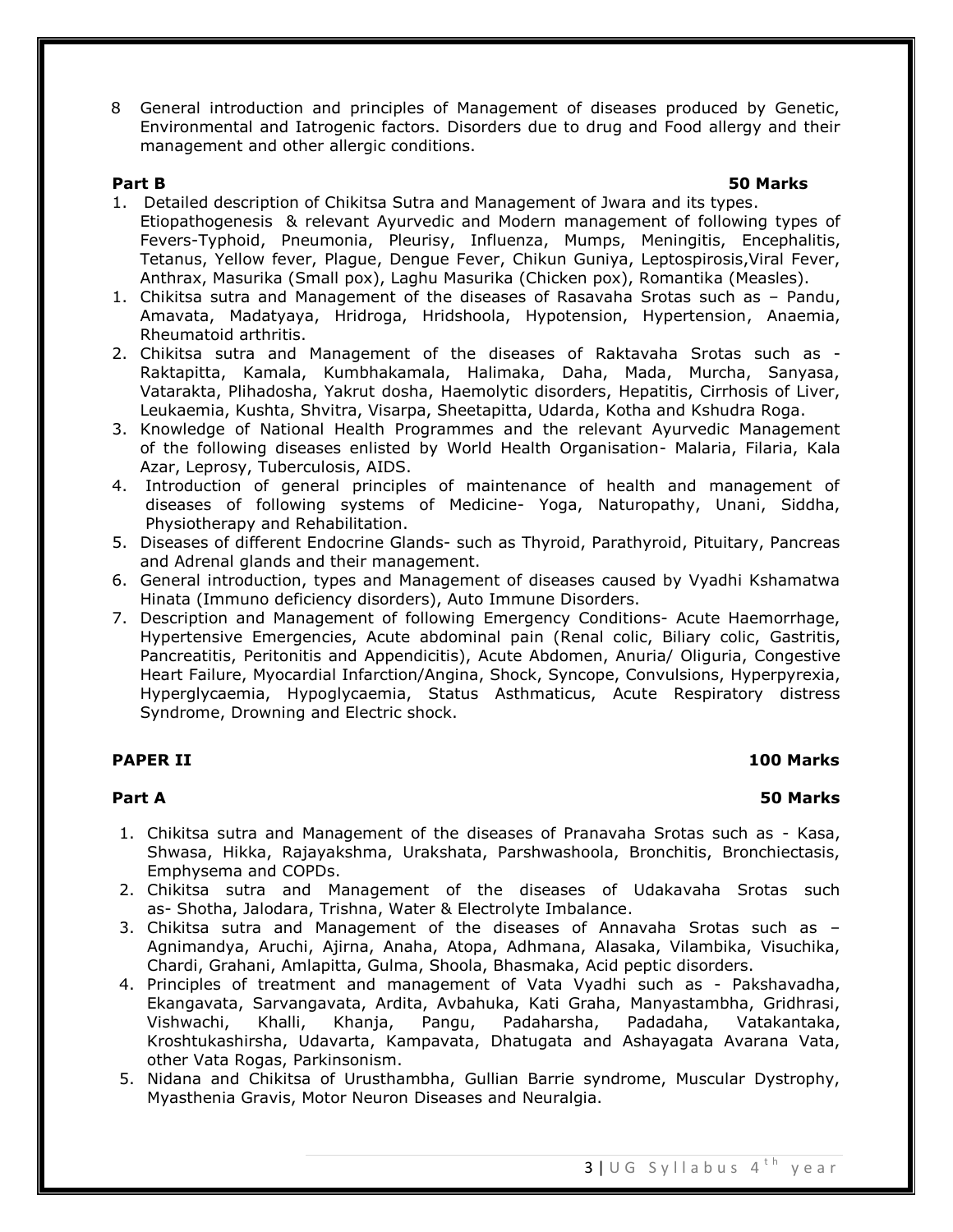8 General introduction and principles of Management of diseases produced by Genetic, Environmental and Iatrogenic factors. Disorders due to drug and Food allergy and their management and other allergic conditions.

**Part B** **50 Marks**

1. Detailed description of Chikitsa Sutra and Management of Jwara and its types. Etiopathogenesis & relevant Ayurvedic and Modern management of following types of Fevers-Typhoid, Pneumonia, Pleurisy, Influenza, Mumps, Meningitis, Encephalitis, Tetanus, Yellow fever, Plague, Dengue Fever, Chikun Guniya, Leptospirosis,Viral Fever, Anthrax, Masurika (Small pox), Laghu Masurika (Chicken pox), Romantika (Measles).
1. Chikitsa sutra and Management of the diseases of Rasavaha Srotas such as – Pandu, Amavata, Madatyaya, Hridroga, Hridshoola, Hypotension, Hypertension, Anaemia, Rheumatoid arthritis.
2. Chikitsa sutra and Management of the diseases of Raktavaha Srotas such as - Raktapitta, Kamala, Kumbhakamala, Halimaka, Daha, Mada, Murcha, Sanyasa, Vatarakta, Plihadosha, Yakrut dosha, Haemolytic disorders, Hepatitis, Cirrhosis of Liver, Leukaemia, Kushta, Shvitra, Visarpa, Sheetapitta, Udarda, Kotha and Kshudra Roga.
3. Knowledge of National Health Programmes and the relevant Ayurvedic Management of the following diseases enlisted by World Health Organisation- Malaria, Filaria, Kala Azar, Leprosy, Tuberculosis, AIDS.
4. Introduction of general principles of maintenance of health and management of diseases of following systems of Medicine- Yoga, Naturopathy, Unani, Siddha, Physiotherapy and Rehabilitation.
5. Diseases of different Endocrine Glands- such as Thyroid, Parathyroid, Pituitary, Pancreas and Adrenal glands and their management.
6. General introduction, types and Management of diseases caused by Vyadhi Kshamatwa Hinata (Immuno deficiency disorders), Auto Immune Disorders.
7. Description and Management of following Emergency Conditions- Acute Haemorrhage, Hypertensive Emergencies, Acute abdominal pain (Renal colic, Biliary colic, Gastritis, Pancreatitis, Peritonitis and Appendicitis), Acute Abdomen, Anuria/ Oliguria, Congestive Heart Failure, Myocardial Infarction/Angina, Shock, Syncope, Convulsions, Hyperpyrexia, Hyperglycaemia, Hypoglycaemia, Status Asthmaticus, Acute Respiratory distress Syndrome, Drowning and Electric shock.

**PAPER II** **100 Marks**

**Part A** **50 Marks**

1. Chikitsa sutra and Management of the diseases of Pranavaha Srotas such as - Kasa, Shwasa, Hikka, Rajayakshma, Urakshata, Parshwashoola, Bronchitis, Bronchiectasis, Emphysema and COPDs.
2. Chikitsa sutra and Management of the diseases of Udakavaha Srotas such as- Shotha, Jalodara, Trishna, Water & Electrolyte Imbalance.
3. Chikitsa sutra and Management of the diseases of Annavaha Srotas such as – Agnimandya, Aruchi, Ajirna, Anaha, Atopa, Adhmana, Alasaka, Vilambika, Visuchika, Chardi, Grahani, Amlapitta, Gulma, Shoola, Bhasmaka, Acid peptic disorders.
4. Principles of treatment and management of Vata Vyadhi such as - Pakshavadha, Ekangavata, Sarvangavata, Ardita, Avbahuka, Kati Graha, Manyastambha, Gridhrasi, Vishwachi, Khalli, Khanja, Pangu, Padaharsha, Padadaha, Vatakantaka, Kroshtukashirsha, Udavarta, Kampavata, Dhatugata and Ashayagata Avarana Vata, other Vata Rogas, Parkinsonism.
5. Nidana and Chikitsa of Urusthambha, Gullian Barrie syndrome, Muscular Dystrophy, Myasthenia Gravis, Motor Neuron Diseases and Neuralgia.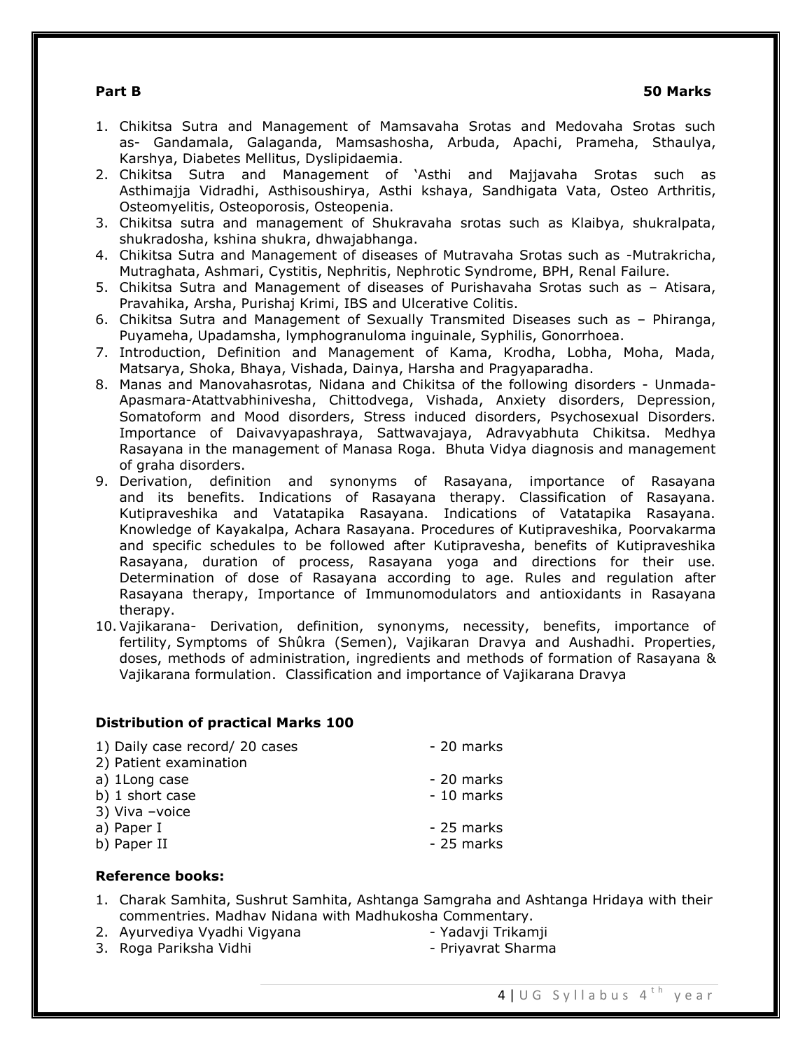**Part B** **50 Marks**

1. Chikitsa Sutra and Management of Mamsavaha Srotas and Medovaha Srotas such as- Gandamala, Galaganda, Mamsashosha, Arbuda, Apachi, Prameha, Sthaulya, Karshya, Diabetes Mellitus, Dyslipidaemia.
2. Chikitsa Sutra and Management of 'Asthi and Majjavaha Srotas such as Asthimajja Vidradhi, Asthisoushirya, Asthi kshaya, Sandhigata Vata, Osteo Arthritis, Osteomyelitis, Osteoporosis, Osteopenia.
3. Chikitsa sutra and management of Shukravaha srotas such as Klaibya, shukralpata, shukradosha, kshina shukra, dhwajabhanga.
4. Chikitsa Sutra and Management of diseases of Mutravaha Srotas such as -Mutrakricha, Mutraghata, Ashmari, Cystitis, Nephritis, Nephrotic Syndrome, BPH, Renal Failure.
5. Chikitsa Sutra and Management of diseases of Purishavaha Srotas such as – Atisara, Pravahika, Arsha, Purishaj Krimi, IBS and Ulcerative Colitis.
6. Chikitsa Sutra and Management of Sexually Transmited Diseases such as – Phiranga, Puyameha, Upadamsha, lymphogranuloma inguinale, Syphilis, Gonorrhoea.
7. Introduction, Definition and Management of Kama, Krodha, Lobha, Moha, Mada, Matsarya, Shoka, Bhaya, Vishada, Dainya, Harsha and Pragyaparadha.
8. Manas and Manovahasrotas, Nidana and Chikitsa of the following disorders - Unmada-Apasmara-Atattvabhinivesha, Chittodvega, Vishada, Anxiety disorders, Depression, Somatoform and Mood disorders, Stress induced disorders, Psychosexual Disorders. Importance of Daivavyapashraya, Sattwavajaya, Adravyabhuta Chikitsa. Medhya Rasayana in the management of Manasa Roga. Bhuta Vidya diagnosis and management of graha disorders.
9. Derivation, definition and synonyms of Rasayana, importance of Rasayana and its benefits. Indications of Rasayana therapy. Classification of Rasayana. Kutipraveshika and Vatatapika Rasayana. Indications of Vatatapika Rasayana. Knowledge of Kayakalpa, Achara Rasayana. Procedures of Kutipraveshika, Poorvakarma and specific schedules to be followed after Kutipravesha, benefits of Kutipraveshika Rasayana, duration of process, Rasayana yoga and directions for their use. Determination of dose of Rasayana according to age. Rules and regulation after Rasayana therapy, Importance of Immunomodulators and antioxidants in Rasayana therapy.
10. Vajikarana- Derivation, definition, synonyms, necessity, benefits, importance of fertility, Symptoms of Shûkra (Semen), Vajikaran Dravya and Aushadhi. Properties, doses, methods of administration, ingredients and methods of formation of Rasayana & Vajikarana formulation. Classification and importance of Vajikarana Dravya

**Distribution of practical Marks 100**

1) Daily case record/ 20 cases - 20 marks
2) Patient examination
a) 1Long case - 20 marks
b) 1 short case - 10 marks
3) Viva –voice
a) Paper I - 25 marks
b) Paper II - 25 marks

**Reference books:**

1. Charak Samhita, Sushrut Samhita, Ashtanga Samgraha and Ashtanga Hridaya with their commentries. Madhav Nidana with Madhukosha Commentary.
2. Ayurvediya Vyadhi Vigyana - Yadavji Trikamji
3. Roga Pariksha Vidhi - Priyavrat Sharma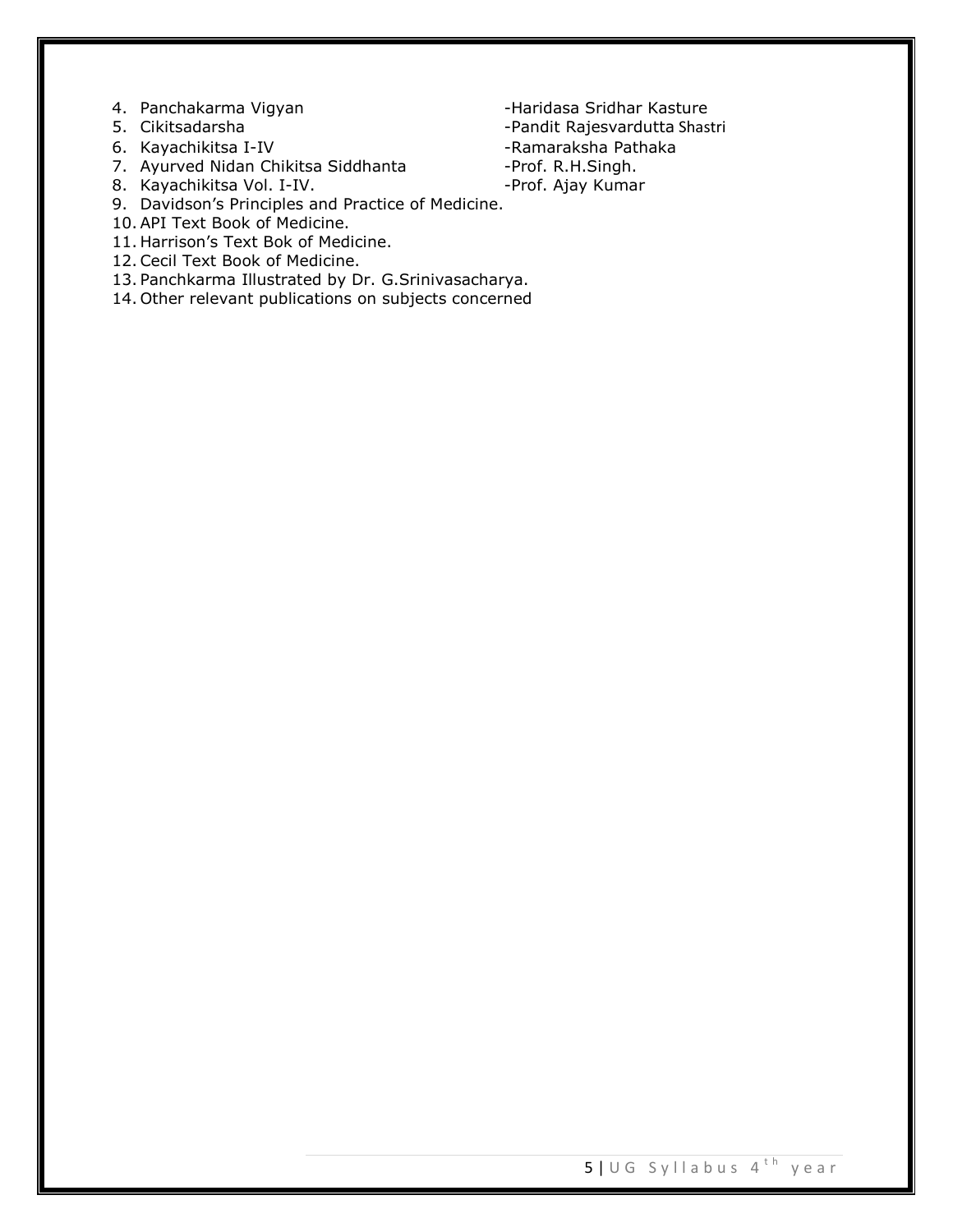4. Panchakarma Vigyan -Haridasa Sridhar Kasture
5. Cikitsadarsha -Pandit Rajesvardutta Shastri
6. Kayachikitsa I-IV -Ramaraksha Pathaka
7. Ayurved Nidan Chikitsa Siddhanta -Prof. R.H.Singh.
8. Kayachikitsa Vol. I-IV. -Prof. Ajay Kumar
9. Davidson's Principles and Practice of Medicine.
10. API Text Book of Medicine.
11. Harrison's Text Bok of Medicine.
12. Cecil Text Book of Medicine.
13. Panchkarma Illustrated by Dr. G.Srinivasacharya.
14. Other relevant publications on subjects concerned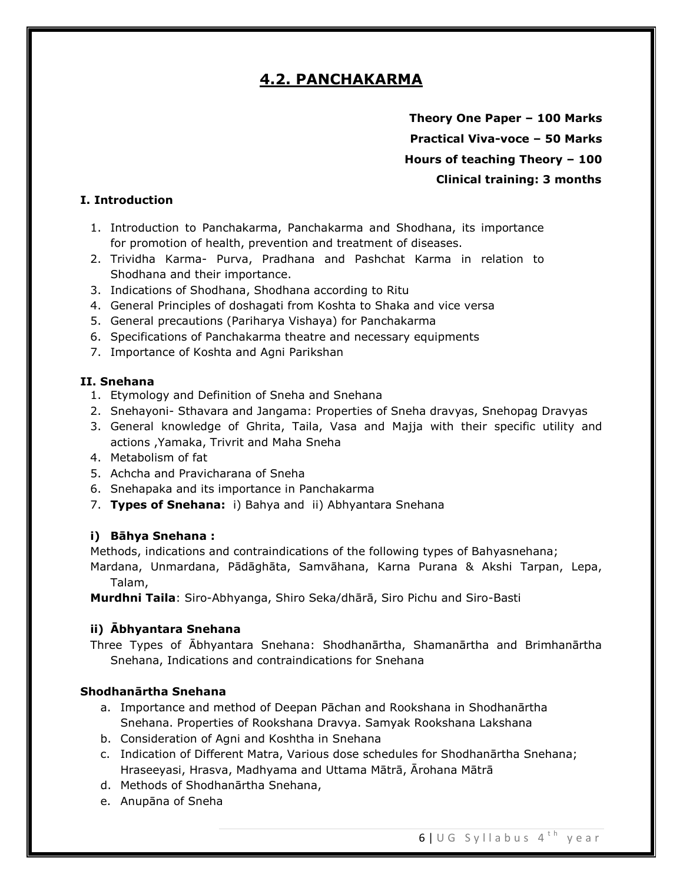# 4.2. PANCHAKARMA

**Theory One Paper – 100 Marks**

**Practical Viva-voce – 50 Marks**

**Hours of teaching Theory – 100**

**Clinical training: 3 months**

### I. Introduction

1. Introduction to Panchakarma, Panchakarma and Shodhana, its importance for promotion of health, prevention and treatment of diseases.
2. Trividha Karma- Purva, Pradhana and Pashchat Karma in relation to Shodhana and their importance.
3. Indications of Shodhana, Shodhana according to Ritu
4. General Principles of doshagati from Koshta to Shaka and vice versa
5. General precautions (Pariharya Vishaya) for Panchakarma
6. Specifications of Panchakarma theatre and necessary equipments
7. Importance of Koshta and Agni Parikshan

### II. Snehana

1. Etymology and Definition of Sneha and Snehana
2. Snehayoni- Sthavara and Jangama: Properties of Sneha dravyas, Snehopag Dravyas
3. General knowledge of Ghrita, Taila, Vasa and Majja with their specific utility and actions ,Yamaka, Trivrit and Maha Sneha
4. Metabolism of fat
5. Achcha and Pravicharana of Sneha
6. Snehapaka and its importance in Panchakarma
7. **Types of Snehana:** i) Bahya and ii) Abhyantara Snehana

#### i) Bāhya Snehana :

Methods, indications and contraindications of the following types of Bahyasnehana; Mardana, Unmardana, Pādāghāta, Samvāhana, Karna Purana & Akshi Tarpan, Lepa, Talam,

**Murdhni Taila**: Siro-Abhyanga, Shiro Seka/dhārā, Siro Pichu and Siro-Basti

#### ii) Ābhyantara Snehana

Three Types of Ābhyantara Snehana: Shodhanārtha, Shamanārtha and Brimhanārtha Snehana, Indications and contraindications for Snehana

#### Shodhanārtha Snehana

a. Importance and method of Deepan Pāchan and Rookshana in Shodhanārtha Snehana. Properties of Rookshana Dravya. Samyak Rookshana Lakshana
b. Consideration of Agni and Koshtha in Snehana
c. Indication of Different Matra, Various dose schedules for Shodhanārtha Snehana; Hraseeyasi, Hrasva, Madhyama and Uttama Mātrā, Ārohana Mātrā
d. Methods of Shodhanārtha Snehana,
e. Anupāna of Sneha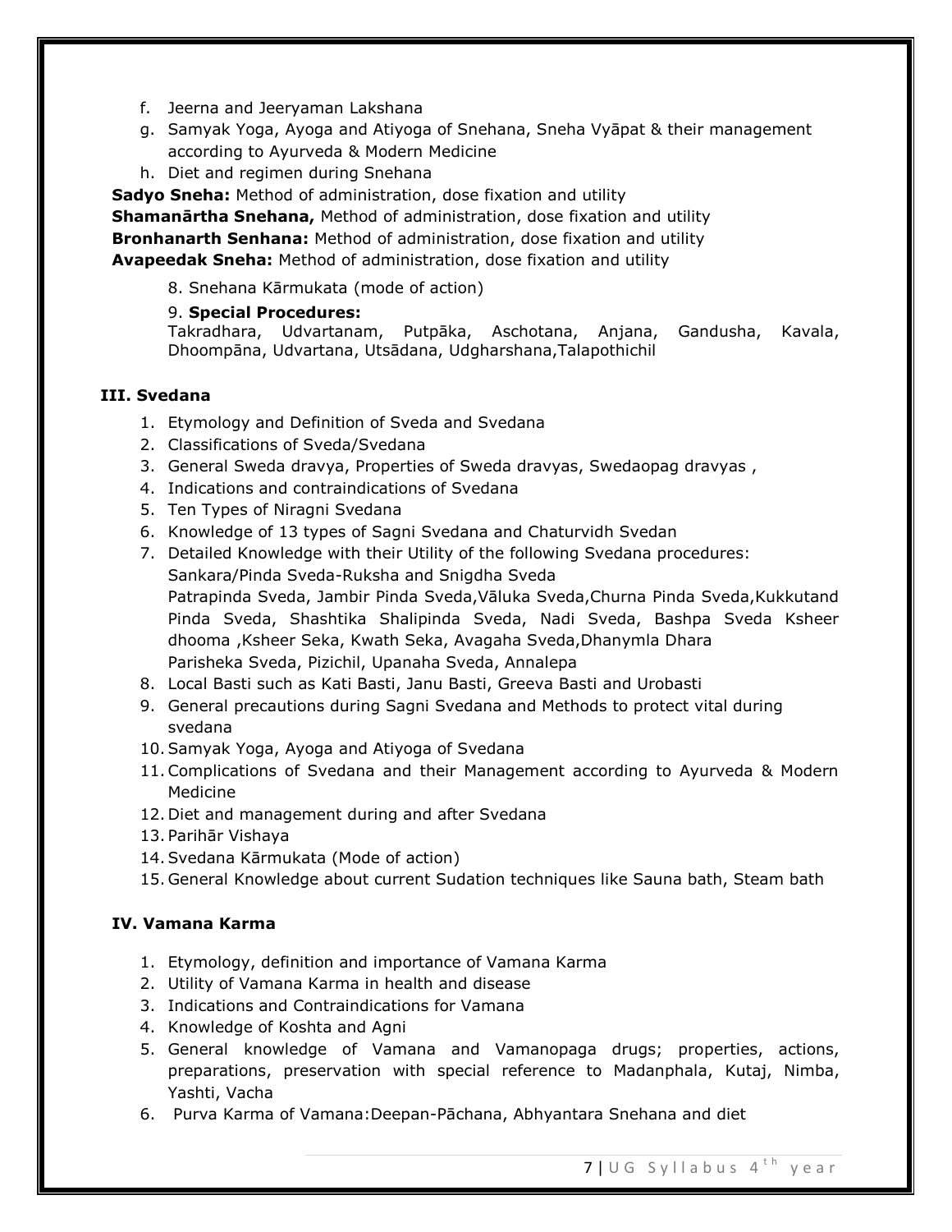f. Jeerna and Jeeryaman Lakshana
g. Samyak Yoga, Ayoga and Atiyoga of Snehana, Sneha Vyāpat & their management according to Ayurveda & Modern Medicine
h. Diet and regimen during Snehana

**Sadyo Sneha:** Method of administration, dose fixation and utility
**Shamanārtha Snehana,** Method of administration, dose fixation and utility
**Bronhanarth Senhana:** Method of administration, dose fixation and utility
**Avapeedak Sneha:** Method of administration, dose fixation and utility

8. Snehana Kārmukata (mode of action)

9. **Special Procedures:**
Takradhara, Udvartanam, Putpāka, Aschotana, Anjana, Gandusha, Kavala, Dhoompāna, Udvartana, Utsādana, Udgharshana,Talapothichil

### III. Svedana

1. Etymology and Definition of Sveda and Svedana
2. Classifications of Sveda/Svedana
3. General Sweda dravya, Properties of Sweda dravyas, Swedaopag dravyas ,
4. Indications and contraindications of Svedana
5. Ten Types of Niragni Svedana
6. Knowledge of 13 types of Sagni Svedana and Chaturvidh Svedan
7. Detailed Knowledge with their Utility of the following Svedana procedures:
   Sankara/Pinda Sveda-Ruksha and Snigdha Sveda
   Patrapinda Sveda, Jambir Pinda Sveda,Vāluka Sveda,Churna Pinda Sveda,Kukkutand Pinda Sveda, Shashtika Shalipinda Sveda, Nadi Sveda, Bashpa Sveda Ksheer dhooma ,Ksheer Seka, Kwath Seka, Avagaha Sveda,Dhanymla Dhara
   Parisheka Sveda, Pizichil, Upanaha Sveda, Annalepa
8. Local Basti such as Kati Basti, Janu Basti, Greeva Basti and Urobasti
9. General precautions during Sagni Svedana and Methods to protect vital during svedana
10. Samyak Yoga, Ayoga and Atiyoga of Svedana
11. Complications of Svedana and their Management according to Ayurveda & Modern Medicine
12. Diet and management during and after Svedana
13. Parihār Vishaya
14. Svedana Kārmukata (Mode of action)
15. General Knowledge about current Sudation techniques like Sauna bath, Steam bath

### IV. Vamana Karma

1. Etymology, definition and importance of Vamana Karma
2. Utility of Vamana Karma in health and disease
3. Indications and Contraindications for Vamana
4. Knowledge of Koshta and Agni
5. General knowledge of Vamana and Vamanopaga drugs; properties, actions, preparations, preservation with special reference to Madanphala, Kutaj, Nimba, Yashti, Vacha
6. Purva Karma of Vamana:Deepan-Pāchana, Abhyantara Snehana and diet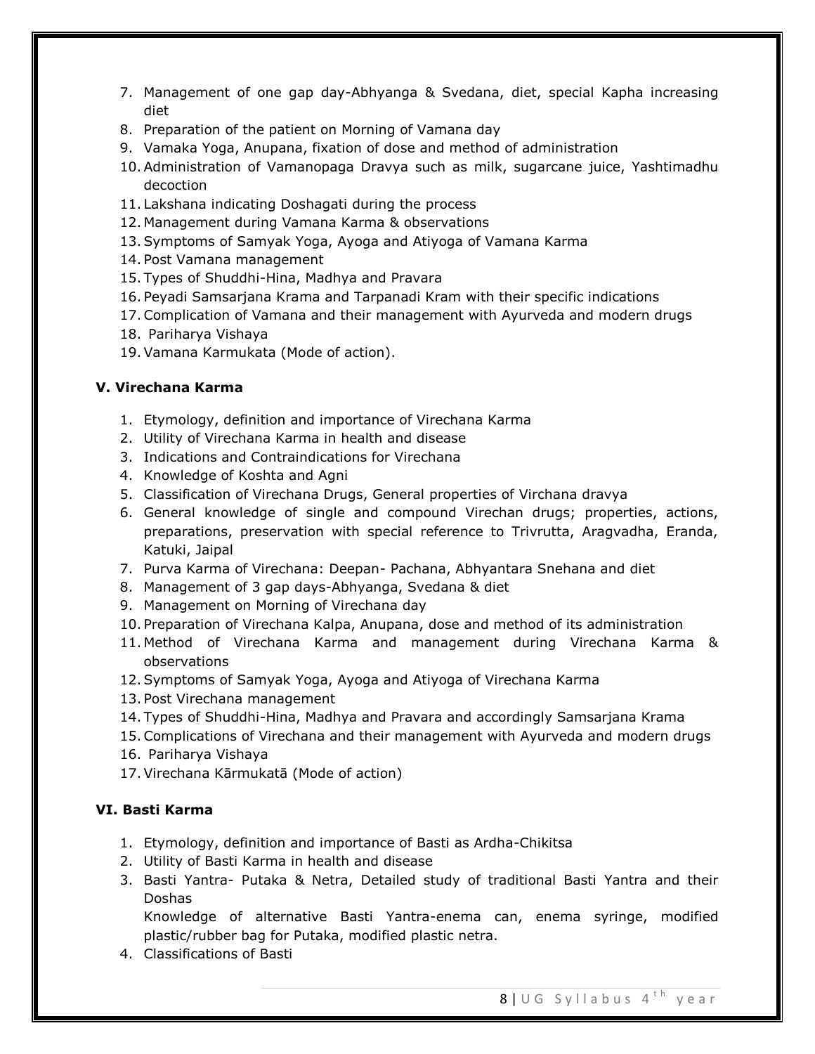7. Management of one gap day-Abhyanga & Svedana, diet, special Kapha increasing diet
8. Preparation of the patient on Morning of Vamana day
9. Vamaka Yoga, Anupana, fixation of dose and method of administration
10. Administration of Vamanopaga Dravya such as milk, sugarcane juice, Yashtimadhu decoction
11. Lakshana indicating Doshagati during the process
12. Management during Vamana Karma & observations
13. Symptoms of Samyak Yoga, Ayoga and Atiyoga of Vamana Karma
14. Post Vamana management
15. Types of Shuddhi-Hina, Madhya and Pravara
16. Peyadi Samsarjana Krama and Tarpanadi Kram with their specific indications
17. Complication of Vamana and their management with Ayurveda and modern drugs
18. Pariharya Vishaya
19. Vamana Karmukata (Mode of action).

**V. Virechana Karma**

1. Etymology, definition and importance of Virechana Karma
2. Utility of Virechana Karma in health and disease
3. Indications and Contraindications for Virechana
4. Knowledge of Koshta and Agni
5. Classification of Virechana Drugs, General properties of Virchana dravya
6. General knowledge of single and compound Virechan drugs; properties, actions, preparations, preservation with special reference to Trivrutta, Aragvadha, Eranda, Katuki, Jaipal
7. Purva Karma of Virechana: Deepan- Pachana, Abhyantara Snehana and diet
8. Management of 3 gap days-Abhyanga, Svedana & diet
9. Management on Morning of Virechana day
10. Preparation of Virechana Kalpa, Anupana, dose and method of its administration
11. Method of Virechana Karma and management during Virechana Karma & observations
12. Symptoms of Samyak Yoga, Ayoga and Atiyoga of Virechana Karma
13. Post Virechana management
14. Types of Shuddhi-Hina, Madhya and Pravara and accordingly Samsarjana Krama
15. Complications of Virechana and their management with Ayurveda and modern drugs
16. Pariharya Vishaya
17. Virechana Kārmukatā (Mode of action)

**VI. Basti Karma**

1. Etymology, definition and importance of Basti as Ardha-Chikitsa
2. Utility of Basti Karma in health and disease
3. Basti Yantra- Putaka & Netra, Detailed study of traditional Basti Yantra and their Doshas
   Knowledge of alternative Basti Yantra-enema can, enema syringe, modified plastic/rubber bag for Putaka, modified plastic netra.
4. Classifications of Basti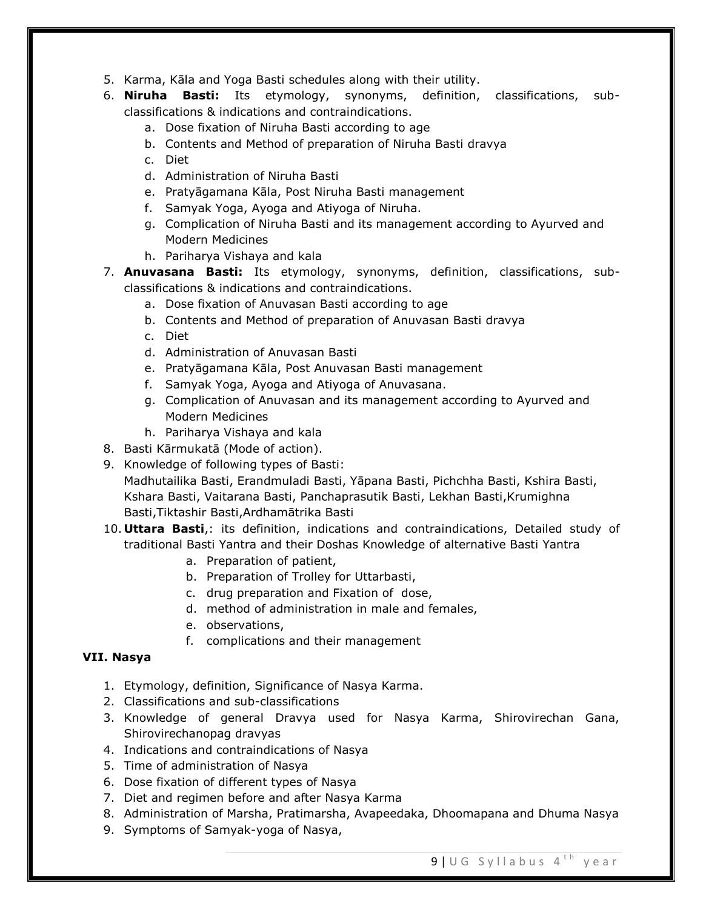5. Karma, Kāla and Yoga Basti schedules along with their utility.
6. **Niruha Basti:** Its etymology, synonyms, definition, classifications, sub-classifications & indications and contraindications.
   a. Dose fixation of Niruha Basti according to age
   b. Contents and Method of preparation of Niruha Basti dravya
   c. Diet
   d. Administration of Niruha Basti
   e. Pratyāgamana Kāla, Post Niruha Basti management
   f. Samyak Yoga, Ayoga and Atiyoga of Niruha.
   g. Complication of Niruha Basti and its management according to Ayurved and Modern Medicines
   h. Pariharya Vishaya and kala
7. **Anuvasana Basti:** Its etymology, synonyms, definition, classifications, sub-classifications & indications and contraindications.
   a. Dose fixation of Anuvasan Basti according to age
   b. Contents and Method of preparation of Anuvasan Basti dravya
   c. Diet
   d. Administration of Anuvasan Basti
   e. Pratyāgamana Kāla, Post Anuvasan Basti management
   f. Samyak Yoga, Ayoga and Atiyoga of Anuvasana.
   g. Complication of Anuvasan and its management according to Ayurved and Modern Medicines
   h. Pariharya Vishaya and kala
8. Basti Kārmukatā (Mode of action).
9. Knowledge of following types of Basti:
   Madhutailika Basti, Erandmuladi Basti, Yāpana Basti, Pichchha Basti, Kshira Basti, Kshara Basti, Vaitarana Basti, Panchaprasutik Basti, Lekhan Basti,Krumighna Basti,Tiktashir Basti,Ardhamātrika Basti
10. **Uttara Basti**,: its definition, indications and contraindications, Detailed study of traditional Basti Yantra and their Doshas Knowledge of alternative Basti Yantra
    a. Preparation of patient,
    b. Preparation of Trolley for Uttarbasti,
    c. drug preparation and Fixation of dose,
    d. method of administration in male and females,
    e. observations,
    f. complications and their management

**VII. Nasya**

1. Etymology, definition, Significance of Nasya Karma.
2. Classifications and sub-classifications
3. Knowledge of general Dravya used for Nasya Karma, Shirovirechan Gana, Shirovirechanopag dravyas
4. Indications and contraindications of Nasya
5. Time of administration of Nasya
6. Dose fixation of different types of Nasya
7. Diet and regimen before and after Nasya Karma
8. Administration of Marsha, Pratimarsha, Avapeedaka, Dhoomapana and Dhuma Nasya
9. Symptoms of Samyak-yoga of Nasya,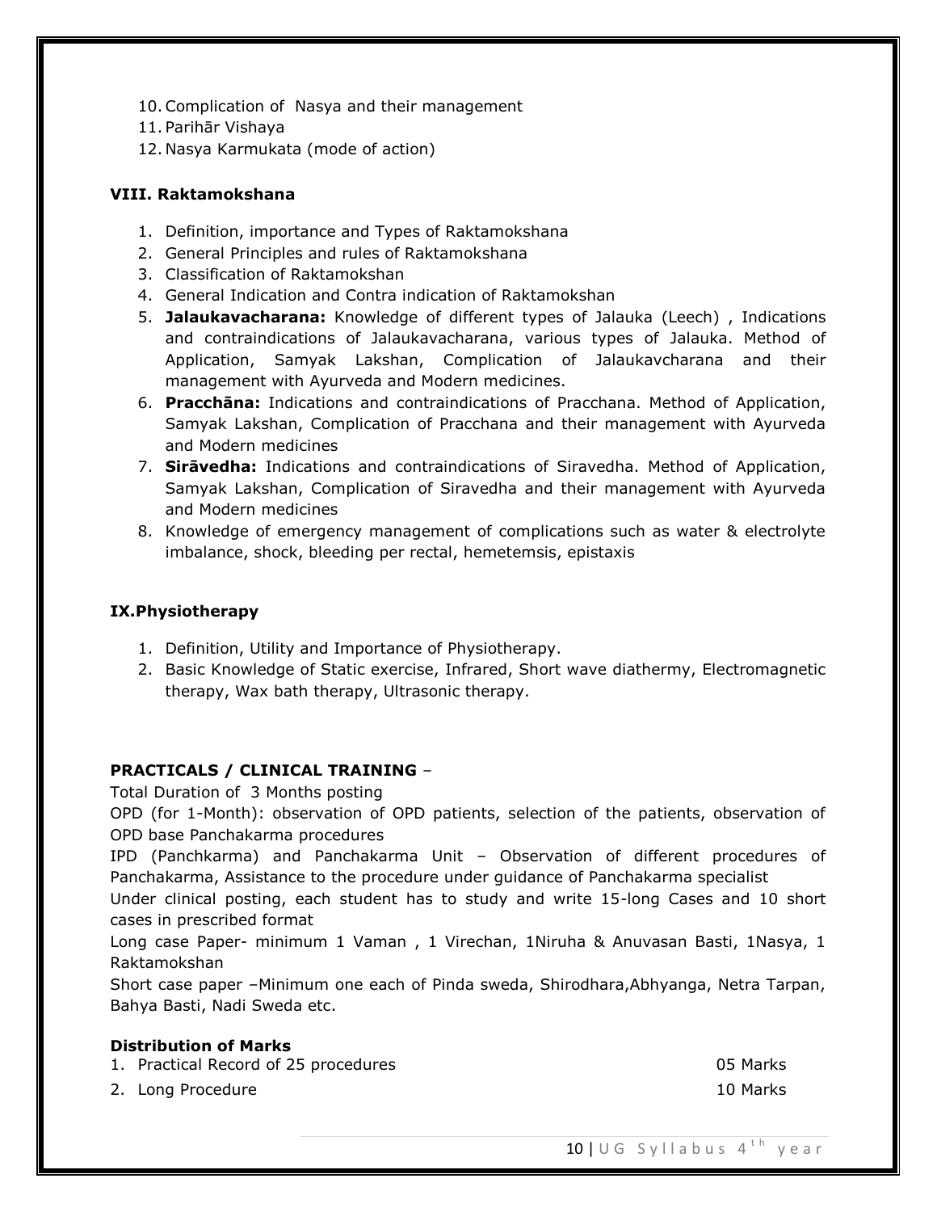10. Complication of Nasya and their management
11. Parihār Vishaya
12. Nasya Karmukata (mode of action)

### VIII. Raktamokshana

1. Definition, importance and Types of Raktamokshana
2. General Principles and rules of Raktamokshana
3. Classification of Raktamokshan
4. General Indication and Contra indication of Raktamokshan
5. **Jalaukavacharana:** Knowledge of different types of Jalauka (Leech) , Indications and contraindications of Jalaukavacharana, various types of Jalauka. Method of Application, Samyak Lakshan, Complication of Jalaukavcharana and their management with Ayurveda and Modern medicines.
6. **Pracchāna:** Indications and contraindications of Pracchana. Method of Application, Samyak Lakshan, Complication of Pracchana and their management with Ayurveda and Modern medicines
7. **Sirāvedha:** Indications and contraindications of Siravedha. Method of Application, Samyak Lakshan, Complication of Siravedha and their management with Ayurveda and Modern medicines
8. Knowledge of emergency management of complications such as water & electrolyte imbalance, shock, bleeding per rectal, hemetemsis, epistaxis

### IX.Physiotherapy

1. Definition, Utility and Importance of Physiotherapy.
2. Basic Knowledge of Static exercise, Infrared, Short wave diathermy, Electromagnetic therapy, Wax bath therapy, Ultrasonic therapy.

### PRACTICALS / CLINICAL TRAINING –

Total Duration of 3 Months posting

OPD (for 1-Month): observation of OPD patients, selection of the patients, observation of OPD base Panchakarma procedures

IPD (Panchkarma) and Panchakarma Unit – Observation of different procedures of Panchakarma, Assistance to the procedure under guidance of Panchakarma specialist

Under clinical posting, each student has to study and write 15-long Cases and 10 short cases in prescribed format

Long case Paper- minimum 1 Vaman , 1 Virechan, 1Niruha & Anuvasan Basti, 1Nasya, 1 Raktamokshan

Short case paper –Minimum one each of Pinda sweda, Shirodhara,Abhyanga, Netra Tarpan, Bahya Basti, Nadi Sweda etc.

### Distribution of Marks

| | | |
|---|---|---|
| 1. | Practical Record of 25 procedures | 05 Marks |
| 2. | Long Procedure | 10 Marks |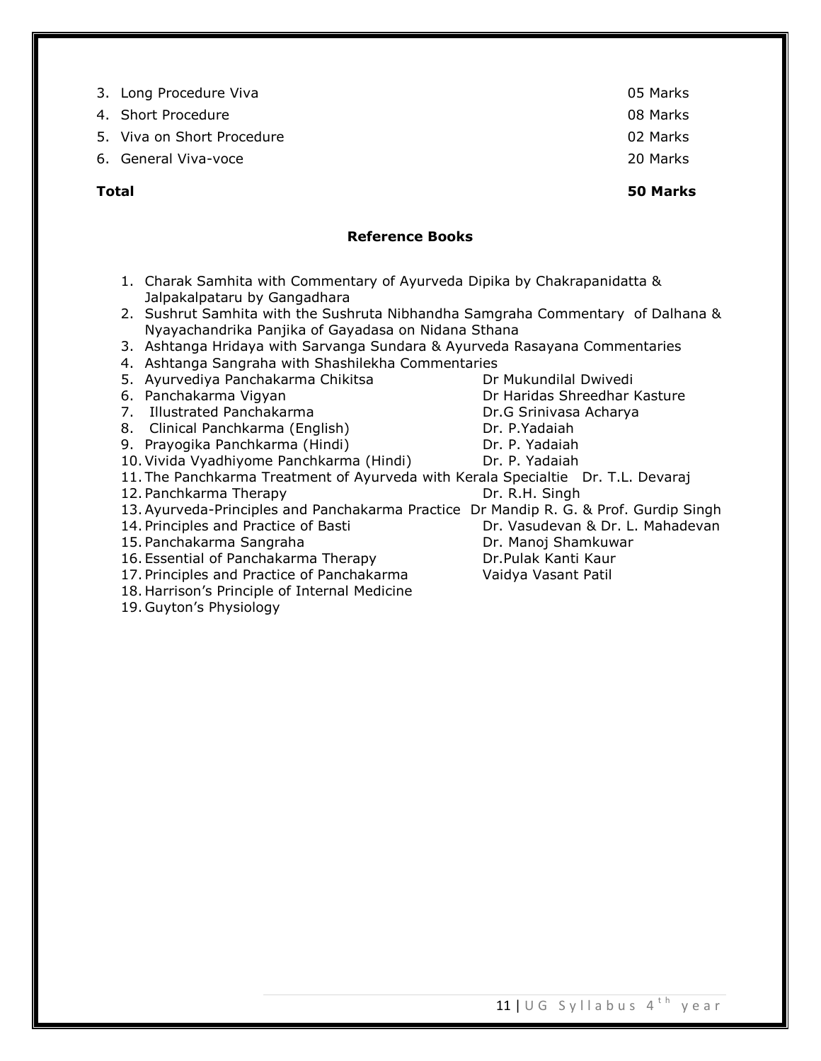3. Long Procedure Viva 05 Marks
4. Short Procedure 08 Marks
5. Viva on Short Procedure 02 Marks
6. General Viva-voce 20 Marks

**Total** **50 Marks**

## Reference Books

1. Charak Samhita with Commentary of Ayurveda Dipika by Chakrapanidatta & Jalpakalpataru by Gangadhara
2. Sushrut Samhita with the Sushruta Nibhandha Samgraha Commentary of Dalhana & Nyayachandrika Panjika of Gayadasa on Nidana Sthana
3. Ashtanga Hridaya with Sarvanga Sundara & Ayurveda Rasayana Commentaries
4. Ashtanga Sangraha with Shashilekha Commentaries
5. Ayurvediya Panchakarma Chikitsa — Dr Mukundilal Dwivedi
6. Panchakarma Vigyan — Dr Haridas Shreedhar Kasture
7. Illustrated Panchakarma — Dr.G Srinivasa Acharya
8. Clinical Panchkarma (English) — Dr. P.Yadaiah
9. Prayogika Panchkarma (Hindi) — Dr. P. Yadaiah
10. Vivida Vyadhiyome Panchkarma (Hindi) — Dr. P. Yadaiah
11. The Panchkarma Treatment of Ayurveda with Kerala Specialtie — Dr. T.L. Devaraj
12. Panchkarma Therapy — Dr. R.H. Singh
13. Ayurveda-Principles and Panchakarma Practice — Dr Mandip R. G. & Prof. Gurdip Singh
14. Principles and Practice of Basti — Dr. Vasudevan & Dr. L. Mahadevan
15. Panchakarma Sangraha — Dr. Manoj Shamkuwar
16. Essential of Panchakarma Therapy — Dr.Pulak Kanti Kaur
17. Principles and Practice of Panchakarma — Vaidya Vasant Patil
18. Harrison's Principle of Internal Medicine
19. Guyton's Physiology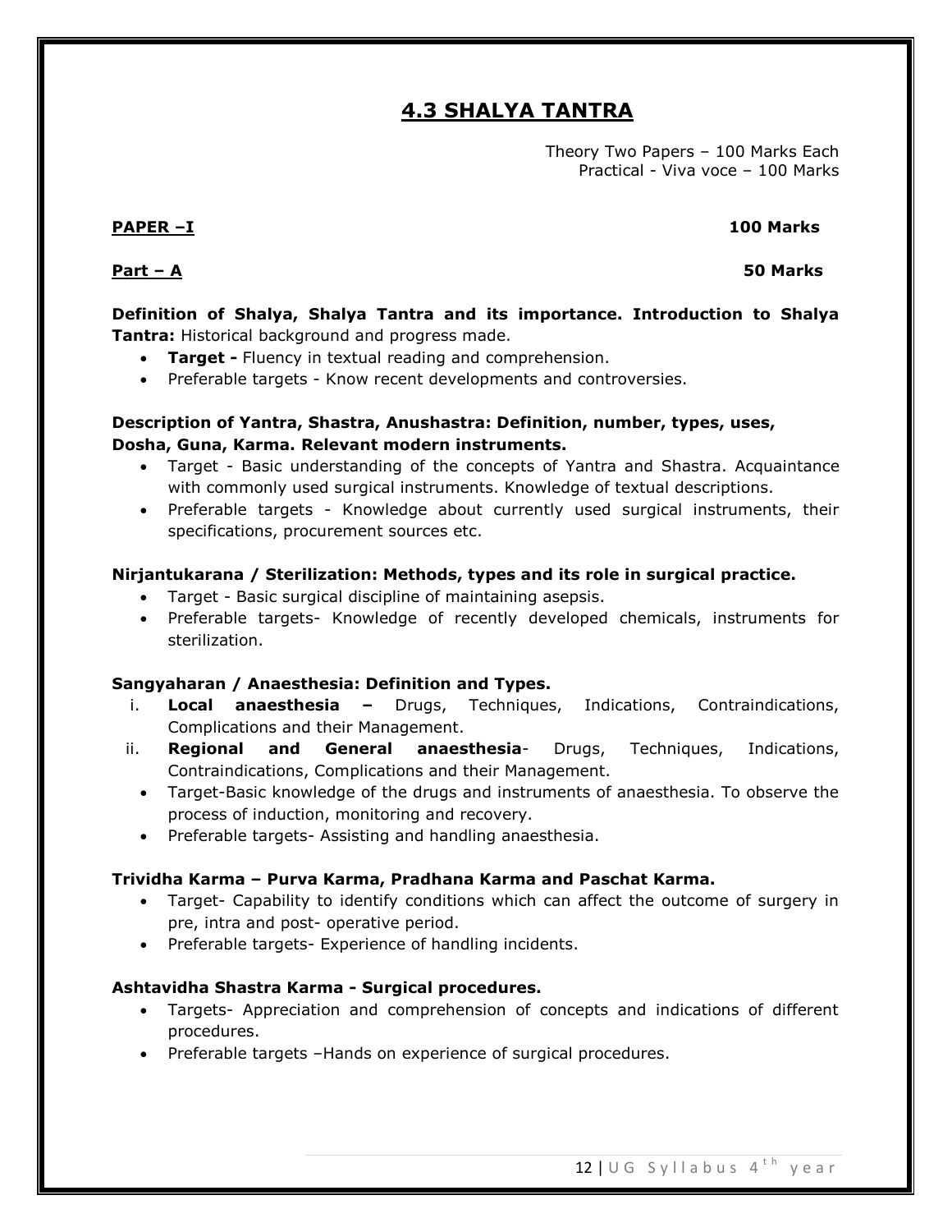# 4.3 SHALYA TANTRA

Theory Two Papers – 100 Marks Each
Practical - Viva voce – 100 Marks

**PAPER –I** **100 Marks**

**Part – A** **50 Marks**

**Definition of Shalya, Shalya Tantra and its importance. Introduction to Shalya Tantra:** Historical background and progress made.

- **Target -** Fluency in textual reading and comprehension.
- Preferable targets - Know recent developments and controversies.

**Description of Yantra, Shastra, Anushastra: Definition, number, types, uses, Dosha, Guna, Karma. Relevant modern instruments.**

- Target - Basic understanding of the concepts of Yantra and Shastra. Acquaintance with commonly used surgical instruments. Knowledge of textual descriptions.
- Preferable targets - Knowledge about currently used surgical instruments, their specifications, procurement sources etc.

**Nirjantukarana / Sterilization: Methods, types and its role in surgical practice.**

- Target - Basic surgical discipline of maintaining asepsis.
- Preferable targets- Knowledge of recently developed chemicals, instruments for sterilization.

**Sangyaharan / Anaesthesia: Definition and Types.**

i. **Local anaesthesia –** Drugs, Techniques, Indications, Contraindications, Complications and their Management.
ii. **Regional and General anaesthesia**- Drugs, Techniques, Indications, Contraindications, Complications and their Management.

- Target-Basic knowledge of the drugs and instruments of anaesthesia. To observe the process of induction, monitoring and recovery.
- Preferable targets- Assisting and handling anaesthesia.

**Trividha Karma – Purva Karma, Pradhana Karma and Paschat Karma.**

- Target- Capability to identify conditions which can affect the outcome of surgery in pre, intra and post- operative period.
- Preferable targets- Experience of handling incidents.

**Ashtavidha Shastra Karma - Surgical procedures.**

- Targets- Appreciation and comprehension of concepts and indications of different procedures.
- Preferable targets –Hands on experience of surgical procedures.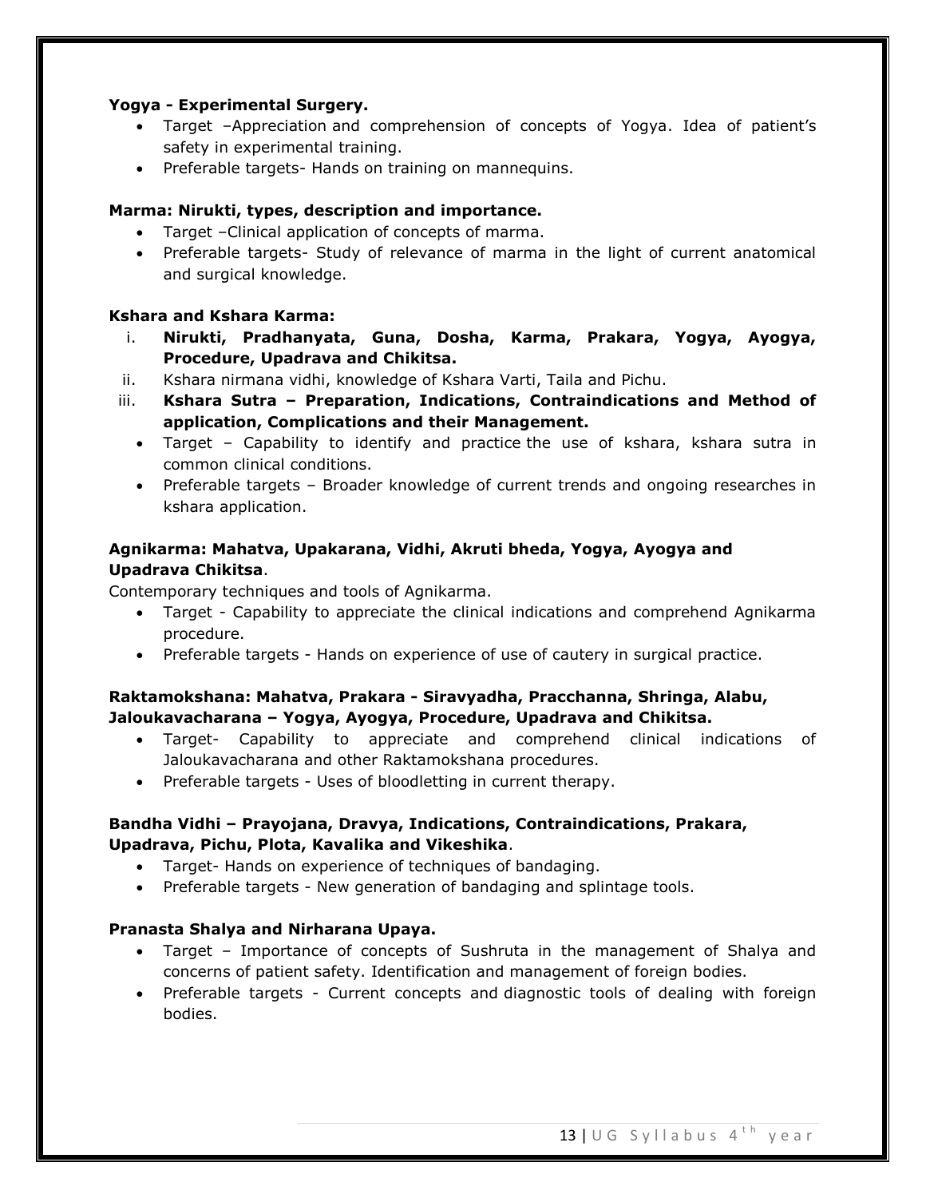**Yogya - Experimental Surgery.**

- Target –Appreciation and comprehension of concepts of Yogya. Idea of patient's safety in experimental training.
- Preferable targets- Hands on training on mannequins.

**Marma: Nirukti, types, description and importance.**

- Target –Clinical application of concepts of marma.
- Preferable targets- Study of relevance of marma in the light of current anatomical and surgical knowledge.

**Kshara and Kshara Karma:**

i. **Nirukti, Pradhanyata, Guna, Dosha, Karma, Prakara, Yogya, Ayogya, Procedure, Upadrava and Chikitsa.**
ii. Kshara nirmana vidhi, knowledge of Kshara Varti, Taila and Pichu.
iii. **Kshara Sutra – Preparation, Indications, Contraindications and Method of application, Complications and their Management.**
   - Target – Capability to identify and practice the use of kshara, kshara sutra in common clinical conditions.
   - Preferable targets – Broader knowledge of current trends and ongoing researches in kshara application.

**Agnikarma: Mahatva, Upakarana, Vidhi, Akruti bheda, Yogya, Ayogya and Upadrava Chikitsa**.

Contemporary techniques and tools of Agnikarma.

- Target - Capability to appreciate the clinical indications and comprehend Agnikarma procedure.
- Preferable targets - Hands on experience of use of cautery in surgical practice.

**Raktamokshana: Mahatva, Prakara - Siravyadha, Pracchanna, Shringa, Alabu, Jaloukavacharana – Yogya, Ayogya, Procedure, Upadrava and Chikitsa.**

- Target- Capability to appreciate and comprehend clinical indications of Jaloukavacharana and other Raktamokshana procedures.
- Preferable targets - Uses of bloodletting in current therapy.

**Bandha Vidhi – Prayojana, Dravya, Indications, Contraindications, Prakara, Upadrava, Pichu, Plota, Kavalika and Vikeshika**.

- Target- Hands on experience of techniques of bandaging.
- Preferable targets - New generation of bandaging and splintage tools.

**Pranasta Shalya and Nirharana Upaya.**

- Target – Importance of concepts of Sushruta in the management of Shalya and concerns of patient safety. Identification and management of foreign bodies.
- Preferable targets - Current concepts and diagnostic tools of dealing with foreign bodies.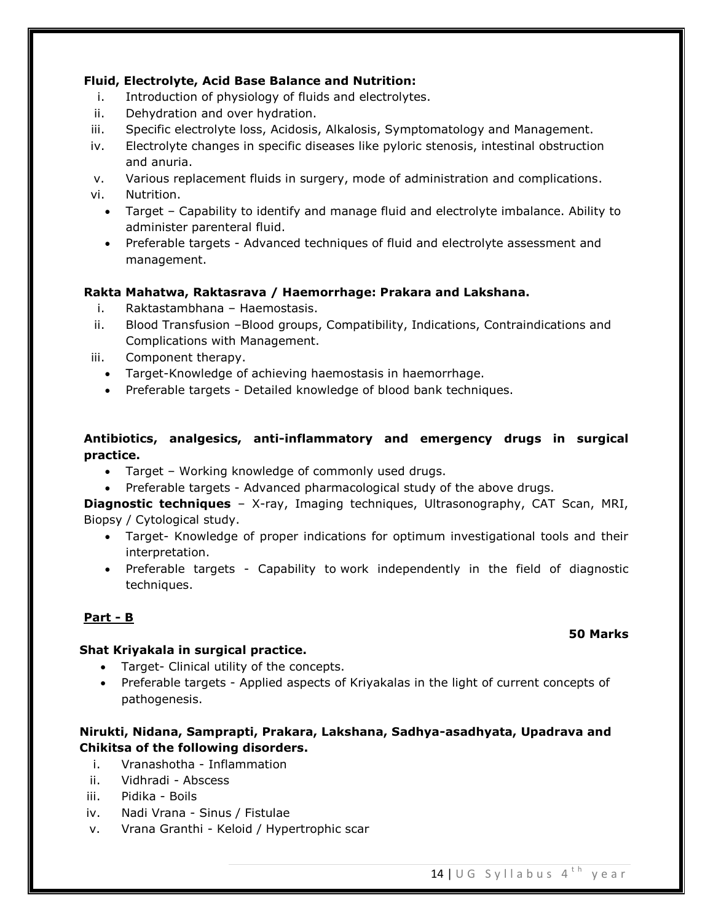**Fluid, Electrolyte, Acid Base Balance and Nutrition:**

1. Introduction of physiology of fluids and electrolytes.
2. Dehydration and over hydration.
3. Specific electrolyte loss, Acidosis, Alkalosis, Symptomatology and Management.
4. Electrolyte changes in specific diseases like pyloric stenosis, intestinal obstruction and anuria.
5. Various replacement fluids in surgery, mode of administration and complications.
6. Nutrition.
   - Target – Capability to identify and manage fluid and electrolyte imbalance. Ability to administer parenteral fluid.
   - Preferable targets - Advanced techniques of fluid and electrolyte assessment and management.

**Rakta Mahatwa, Raktasrava / Haemorrhage: Prakara and Lakshana.**

1. Raktastambhana – Haemostasis.
2. Blood Transfusion –Blood groups, Compatibility, Indications, Contraindications and Complications with Management.
3. Component therapy.
   - Target-Knowledge of achieving haemostasis in haemorrhage.
   - Preferable targets - Detailed knowledge of blood bank techniques.

**Antibiotics, analgesics, anti-inflammatory and emergency drugs in surgical practice.**

- Target – Working knowledge of commonly used drugs.
- Preferable targets - Advanced pharmacological study of the above drugs.

**Diagnostic techniques** – X-ray, Imaging techniques, Ultrasonography, CAT Scan, MRI, Biopsy / Cytological study.

- Target- Knowledge of proper indications for optimum investigational tools and their interpretation.
- Preferable targets - Capability to work independently in the field of diagnostic techniques.

## Part - B

**50 Marks**

**Shat Kriyakala in surgical practice.**

- Target- Clinical utility of the concepts.
- Preferable targets - Applied aspects of Kriyakalas in the light of current concepts of pathogenesis.

**Nirukti, Nidana, Samprapti, Prakara, Lakshana, Sadhya-asadhyata, Upadrava and Chikitsa of the following disorders.**

1. Vranashotha - Inflammation
2. Vidhradi - Abscess
3. Pidika - Boils
4. Nadi Vrana - Sinus / Fistulae
5. Vrana Granthi - Keloid / Hypertrophic scar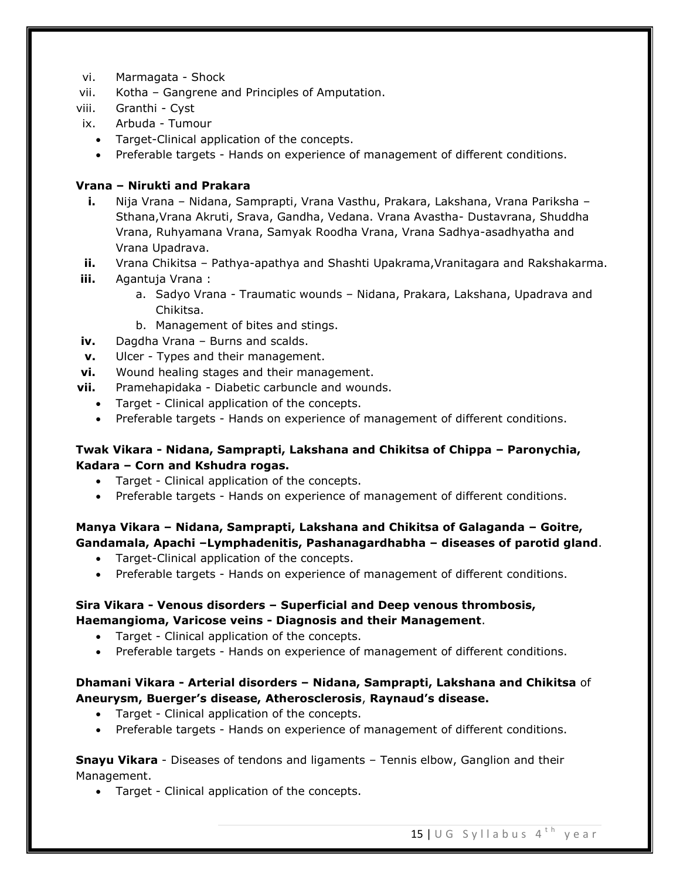vi. Marmagata - Shock
vii. Kotha – Gangrene and Principles of Amputation.
viii. Granthi - Cyst
ix. Arbuda - Tumour
- Target-Clinical application of the concepts.
- Preferable targets - Hands on experience of management of different conditions.

**Vrana – Nirukti and Prakara**

**i.** Nija Vrana – Nidana, Samprapti, Vrana Vasthu, Prakara, Lakshana, Vrana Pariksha – Sthana,Vrana Akruti, Srava, Gandha, Vedana. Vrana Avastha- Dustavrana, Shuddha Vrana, Ruhyamana Vrana, Samyak Roodha Vrana, Vrana Sadhya-asadhyatha and Vrana Upadrava.
**ii.** Vrana Chikitsa – Pathya-apathya and Shashti Upakrama,Vranitagara and Rakshakarma.
**iii.** Agantuja Vrana :
  a. Sadyo Vrana - Traumatic wounds – Nidana, Prakara, Lakshana, Upadrava and Chikitsa.
  b. Management of bites and stings.
**iv.** Dagdha Vrana – Burns and scalds.
**v.** Ulcer - Types and their management.
**vi.** Wound healing stages and their management.
**vii.** Pramehapidaka - Diabetic carbuncle and wounds.
- Target - Clinical application of the concepts.
- Preferable targets - Hands on experience of management of different conditions.

**Twak Vikara - Nidana, Samprapti, Lakshana and Chikitsa of Chippa – Paronychia, Kadara – Corn and Kshudra rogas.**
- Target - Clinical application of the concepts.
- Preferable targets - Hands on experience of management of different conditions.

**Manya Vikara – Nidana, Samprapti, Lakshana and Chikitsa of Galaganda – Goitre, Gandamala, Apachi –Lymphadenitis, Pashanagardhabha – diseases of parotid gland**.
- Target-Clinical application of the concepts.
- Preferable targets - Hands on experience of management of different conditions.

**Sira Vikara - Venous disorders – Superficial and Deep venous thrombosis, Haemangioma, Varicose veins - Diagnosis and their Management**.
- Target - Clinical application of the concepts.
- Preferable targets - Hands on experience of management of different conditions.

**Dhamani Vikara - Arterial disorders – Nidana, Samprapti, Lakshana and Chikitsa** of **Aneurysm, Buerger's disease, Atherosclerosis**, **Raynaud's disease.**
- Target - Clinical application of the concepts.
- Preferable targets - Hands on experience of management of different conditions.

**Snayu Vikara** - Diseases of tendons and ligaments – Tennis elbow, Ganglion and their Management.
- Target - Clinical application of the concepts.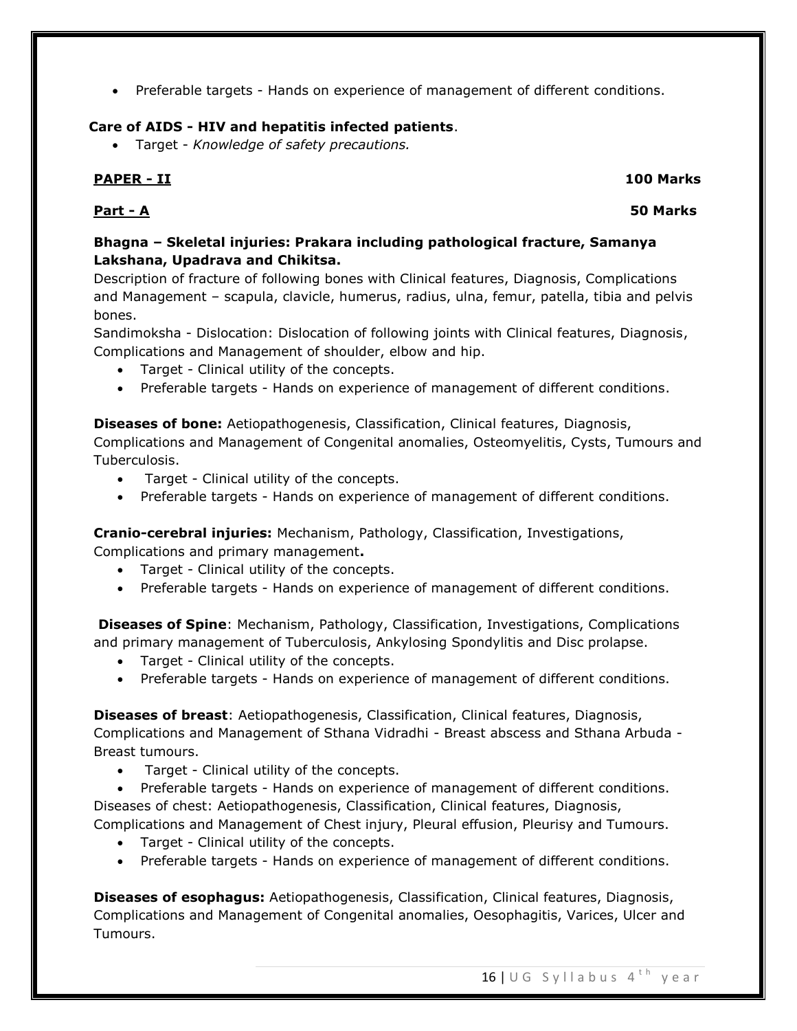- Preferable targets - Hands on experience of management of different conditions.

**Care of AIDS - HIV and hepatitis infected patients**.

- Target - *Knowledge of safety precautions.*

**PAPER - II** **100 Marks**

**Part - A** **50 Marks**

**Bhagna – Skeletal injuries: Prakara including pathological fracture, Samanya Lakshana, Upadrava and Chikitsa.**

Description of fracture of following bones with Clinical features, Diagnosis, Complications and Management – scapula, clavicle, humerus, radius, ulna, femur, patella, tibia and pelvis bones.

Sandimoksha - Dislocation: Dislocation of following joints with Clinical features, Diagnosis, Complications and Management of shoulder, elbow and hip.

- Target - Clinical utility of the concepts.
- Preferable targets - Hands on experience of management of different conditions.

**Diseases of bone:** Aetiopathogenesis, Classification, Clinical features, Diagnosis, Complications and Management of Congenital anomalies, Osteomyelitis, Cysts, Tumours and Tuberculosis.

- Target - Clinical utility of the concepts.
- Preferable targets - Hands on experience of management of different conditions.

**Cranio-cerebral injuries:** Mechanism, Pathology, Classification, Investigations, Complications and primary management**.**

- Target - Clinical utility of the concepts.
- Preferable targets - Hands on experience of management of different conditions.

**Diseases of Spine**: Mechanism, Pathology, Classification, Investigations, Complications and primary management of Tuberculosis, Ankylosing Spondylitis and Disc prolapse.

- Target - Clinical utility of the concepts.
- Preferable targets - Hands on experience of management of different conditions.

**Diseases of breast**: Aetiopathogenesis, Classification, Clinical features, Diagnosis, Complications and Management of Sthana Vidradhi - Breast abscess and Sthana Arbuda - Breast tumours.

- Target - Clinical utility of the concepts.
- Preferable targets - Hands on experience of management of different conditions.

Diseases of chest: Aetiopathogenesis, Classification, Clinical features, Diagnosis, Complications and Management of Chest injury, Pleural effusion, Pleurisy and Tumours.

- Target - Clinical utility of the concepts.
- Preferable targets - Hands on experience of management of different conditions.

**Diseases of esophagus:** Aetiopathogenesis, Classification, Clinical features, Diagnosis, Complications and Management of Congenital anomalies, Oesophagitis, Varices, Ulcer and Tumours.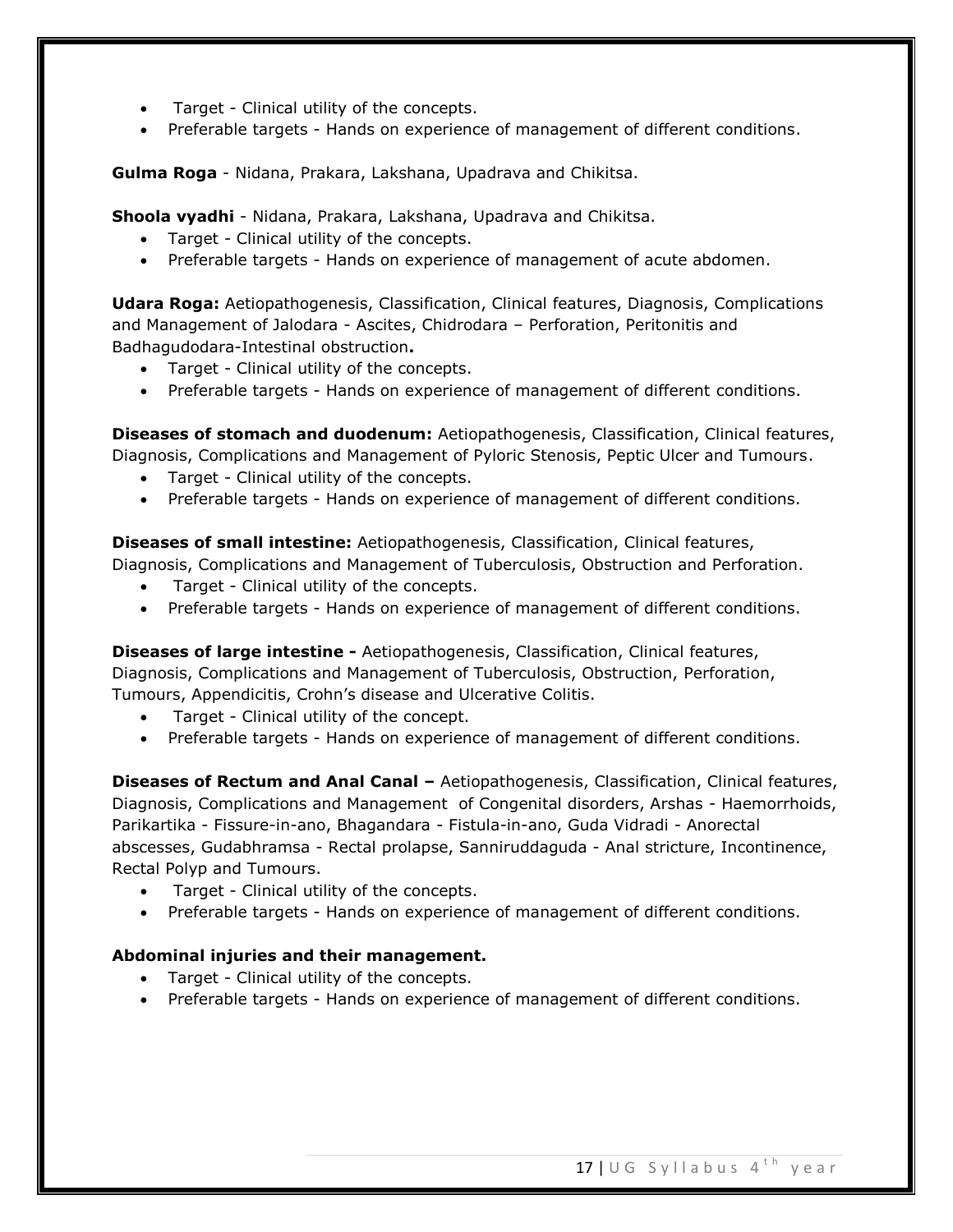- Target - Clinical utility of the concepts.
- Preferable targets - Hands on experience of management of different conditions.

**Gulma Roga** - Nidana, Prakara, Lakshana, Upadrava and Chikitsa.

**Shoola vyadhi** - Nidana, Prakara, Lakshana, Upadrava and Chikitsa.

- Target - Clinical utility of the concepts.
- Preferable targets - Hands on experience of management of acute abdomen.

**Udara Roga:** Aetiopathogenesis, Classification, Clinical features, Diagnosis, Complications and Management of Jalodara - Ascites, Chidrodara – Perforation, Peritonitis and Badhagudodara-Intestinal obstruction**.**

- Target - Clinical utility of the concepts.
- Preferable targets - Hands on experience of management of different conditions.

**Diseases of stomach and duodenum:** Aetiopathogenesis, Classification, Clinical features, Diagnosis, Complications and Management of Pyloric Stenosis, Peptic Ulcer and Tumours.

- Target - Clinical utility of the concepts.
- Preferable targets - Hands on experience of management of different conditions.

**Diseases of small intestine:** Aetiopathogenesis, Classification, Clinical features, Diagnosis, Complications and Management of Tuberculosis, Obstruction and Perforation.

- Target - Clinical utility of the concepts.
- Preferable targets - Hands on experience of management of different conditions.

**Diseases of large intestine -** Aetiopathogenesis, Classification, Clinical features, Diagnosis, Complications and Management of Tuberculosis, Obstruction, Perforation, Tumours, Appendicitis, Crohn's disease and Ulcerative Colitis.

- Target - Clinical utility of the concept.
- Preferable targets - Hands on experience of management of different conditions.

**Diseases of Rectum and Anal Canal –** Aetiopathogenesis, Classification, Clinical features, Diagnosis, Complications and Management of Congenital disorders, Arshas - Haemorrhoids, Parikartika - Fissure-in-ano, Bhagandara - Fistula-in-ano, Guda Vidradi - Anorectal abscesses, Gudabhramsa - Rectal prolapse, Sanniruddaguda - Anal stricture, Incontinence, Rectal Polyp and Tumours.

- Target - Clinical utility of the concepts.
- Preferable targets - Hands on experience of management of different conditions.

**Abdominal injuries and their management.**

- Target - Clinical utility of the concepts.
- Preferable targets - Hands on experience of management of different conditions.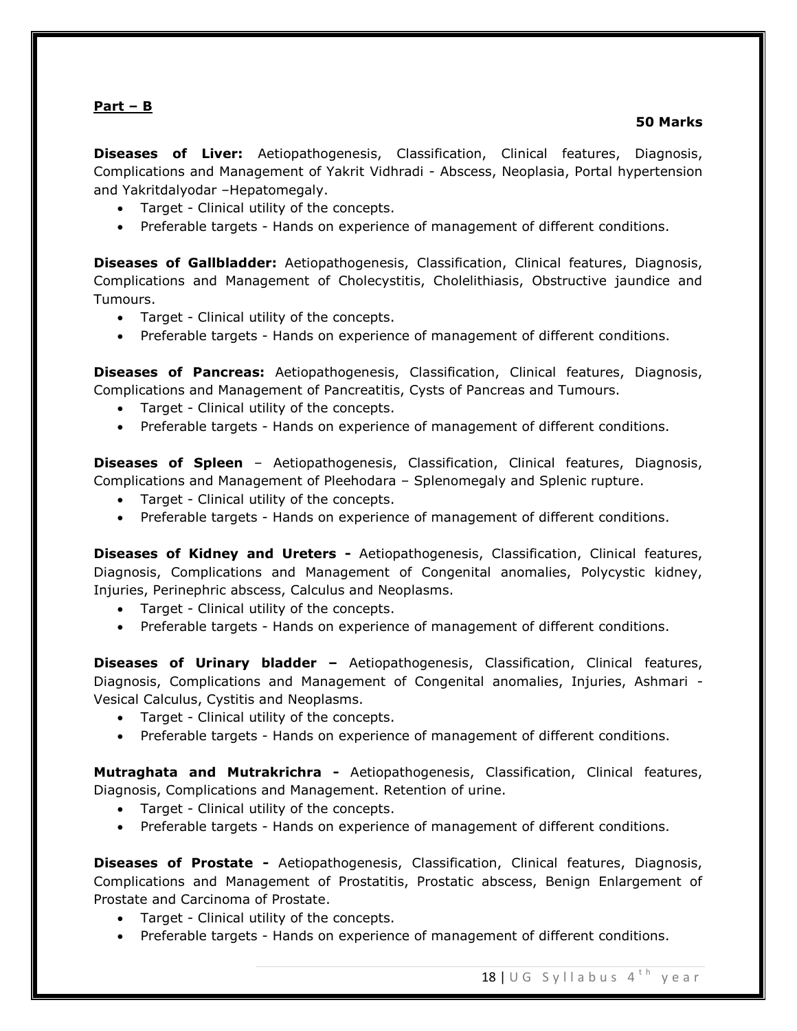**Part – B**

**50 Marks**

**Diseases of Liver:** Aetiopathogenesis, Classification, Clinical features, Diagnosis, Complications and Management of Yakrit Vidhradi - Abscess, Neoplasia, Portal hypertension and Yakritdalyodar –Hepatomegaly.

- Target - Clinical utility of the concepts.
- Preferable targets - Hands on experience of management of different conditions.

**Diseases of Gallbladder:** Aetiopathogenesis, Classification, Clinical features, Diagnosis, Complications and Management of Cholecystitis, Cholelithiasis, Obstructive jaundice and Tumours.

- Target - Clinical utility of the concepts.
- Preferable targets - Hands on experience of management of different conditions.

**Diseases of Pancreas:** Aetiopathogenesis, Classification, Clinical features, Diagnosis, Complications and Management of Pancreatitis, Cysts of Pancreas and Tumours.

- Target - Clinical utility of the concepts.
- Preferable targets - Hands on experience of management of different conditions.

**Diseases of Spleen** – Aetiopathogenesis, Classification, Clinical features, Diagnosis, Complications and Management of Pleehodara – Splenomegaly and Splenic rupture.

- Target - Clinical utility of the concepts.
- Preferable targets - Hands on experience of management of different conditions.

**Diseases of Kidney and Ureters -** Aetiopathogenesis, Classification, Clinical features, Diagnosis, Complications and Management of Congenital anomalies, Polycystic kidney, Injuries, Perinephric abscess, Calculus and Neoplasms.

- Target - Clinical utility of the concepts.
- Preferable targets - Hands on experience of management of different conditions.

**Diseases of Urinary bladder –** Aetiopathogenesis, Classification, Clinical features, Diagnosis, Complications and Management of Congenital anomalies, Injuries, Ashmari - Vesical Calculus, Cystitis and Neoplasms.

- Target - Clinical utility of the concepts.
- Preferable targets - Hands on experience of management of different conditions.

**Mutraghata and Mutrakrichra -** Aetiopathogenesis, Classification, Clinical features, Diagnosis, Complications and Management. Retention of urine.

- Target - Clinical utility of the concepts.
- Preferable targets - Hands on experience of management of different conditions.

**Diseases of Prostate -** Aetiopathogenesis, Classification, Clinical features, Diagnosis, Complications and Management of Prostatitis, Prostatic abscess, Benign Enlargement of Prostate and Carcinoma of Prostate.

- Target - Clinical utility of the concepts.
- Preferable targets - Hands on experience of management of different conditions.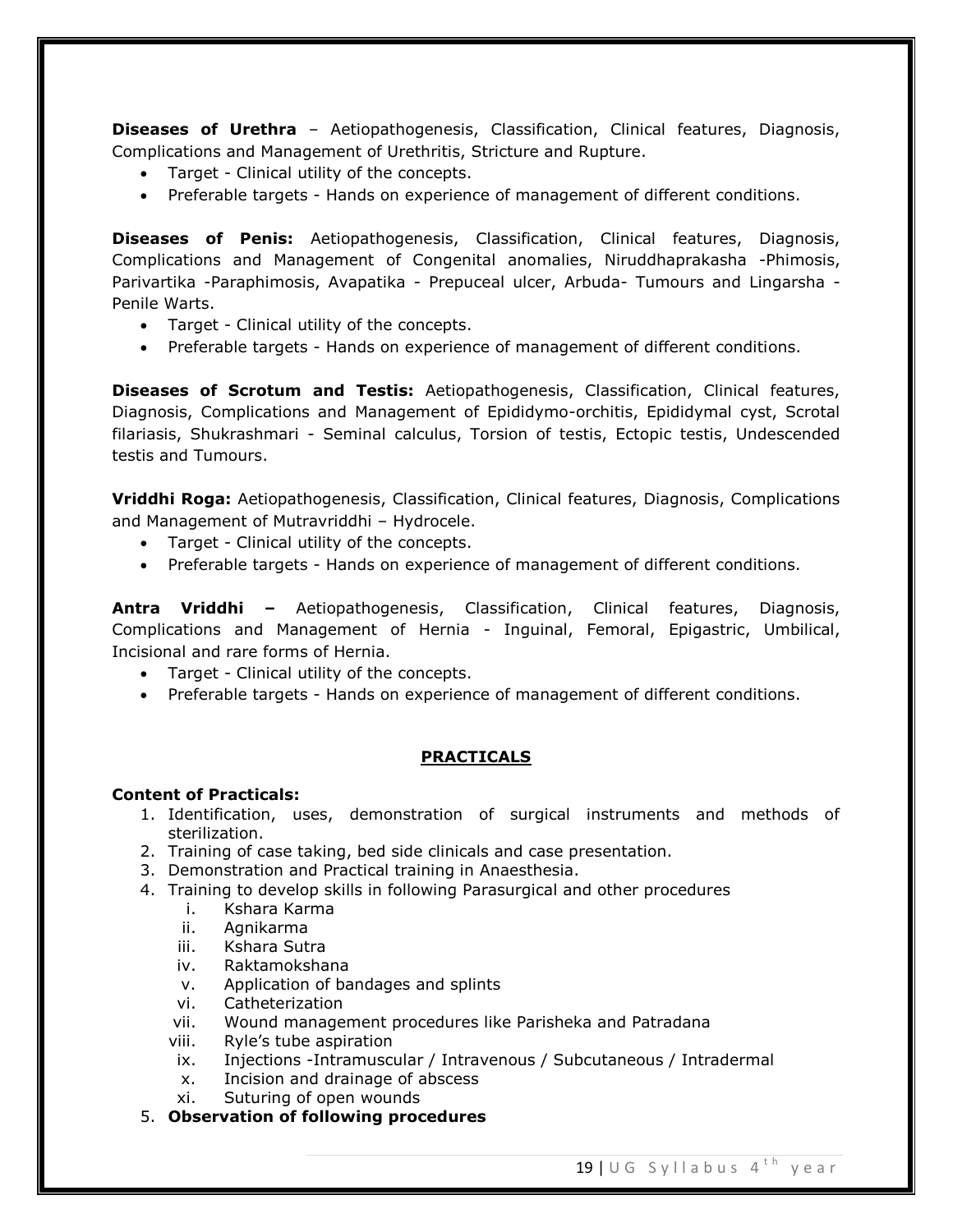**Diseases of Urethra** – Aetiopathogenesis, Classification, Clinical features, Diagnosis, Complications and Management of Urethritis, Stricture and Rupture.

- Target - Clinical utility of the concepts.
- Preferable targets - Hands on experience of management of different conditions.

**Diseases of Penis:** Aetiopathogenesis, Classification, Clinical features, Diagnosis, Complications and Management of Congenital anomalies, Niruddhaprakasha -Phimosis, Parivartika -Paraphimosis, Avapatika - Prepuceal ulcer, Arbuda- Tumours and Lingarsha - Penile Warts.

- Target - Clinical utility of the concepts.
- Preferable targets - Hands on experience of management of different conditions.

**Diseases of Scrotum and Testis:** Aetiopathogenesis, Classification, Clinical features, Diagnosis, Complications and Management of Epididymo-orchitis, Epididymal cyst, Scrotal filariasis, Shukrashmari - Seminal calculus, Torsion of testis, Ectopic testis, Undescended testis and Tumours.

**Vriddhi Roga:** Aetiopathogenesis, Classification, Clinical features, Diagnosis, Complications and Management of Mutravriddhi – Hydrocele.

- Target - Clinical utility of the concepts.
- Preferable targets - Hands on experience of management of different conditions.

**Antra Vriddhi –** Aetiopathogenesis, Classification, Clinical features, Diagnosis, Complications and Management of Hernia - Inguinal, Femoral, Epigastric, Umbilical, Incisional and rare forms of Hernia.

- Target - Clinical utility of the concepts.
- Preferable targets - Hands on experience of management of different conditions.

## PRACTICALS

**Content of Practicals:**

1. Identification, uses, demonstration of surgical instruments and methods of sterilization.
2. Training of case taking, bed side clinicals and case presentation.
3. Demonstration and Practical training in Anaesthesia.
4. Training to develop skills in following Parasurgical and other procedures
   i. Kshara Karma
   ii. Agnikarma
   iii. Kshara Sutra
   iv. Raktamokshana
   v. Application of bandages and splints
   vi. Catheterization
   vii. Wound management procedures like Parisheka and Patradana
   viii. Ryle's tube aspiration
   ix. Injections -Intramuscular / Intravenous / Subcutaneous / Intradermal
   x. Incision and drainage of abscess
   xi. Suturing of open wounds
5. **Observation of following procedures**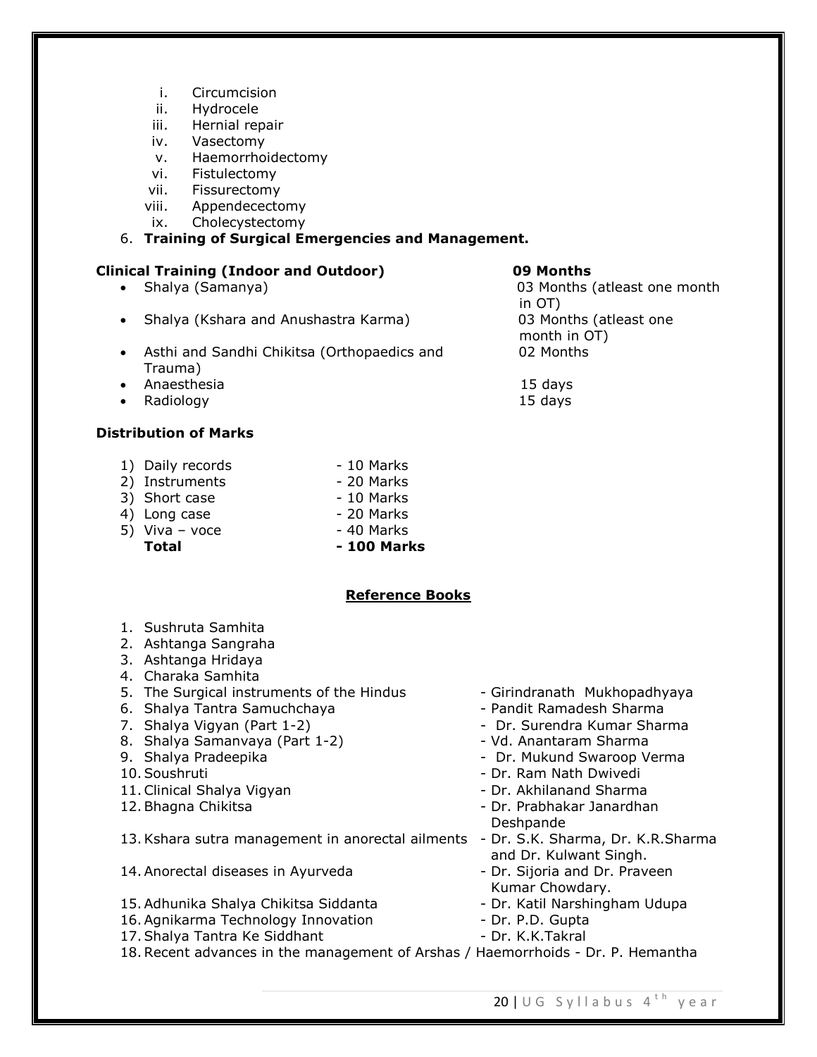i. Circumcision
ii. Hydrocele
iii. Hernial repair
iv. Vasectomy
v. Haemorrhoidectomy
vi. Fistulectomy
vii. Fissurectomy
viii. Appendecectomy
ix. Cholecystectomy

6. **Training of Surgical Emergencies and Management.**

| **Clinical Training (Indoor and Outdoor)** | **09 Months** |
|---|---|
| • Shalya (Samanya) | 03 Months (atleast one month in OT) |
| • Shalya (Kshara and Anushastra Karma) | 03 Months (atleast one month in OT) |
| • Asthi and Sandhi Chikitsa (Orthopaedics and Trauma) | 02 Months |
| • Anaesthesia | 15 days |
| • Radiology | 15 days |

**Distribution of Marks**

| | |
|---|---|
| 1) Daily records | - 10 Marks |
| 2) Instruments | - 20 Marks |
| 3) Short case | - 10 Marks |
| 4) Long case | - 20 Marks |
| 5) Viva – voce | - 40 Marks |
| **Total** | **- 100 Marks** |

## Reference Books

1. Sushruta Samhita
2. Ashtanga Sangraha
3. Ashtanga Hridaya
4. Charaka Samhita
5. The Surgical instruments of the Hindus - Girindranath Mukhopadhyaya
6. Shalya Tantra Samuchchaya - Pandit Ramadesh Sharma
7. Shalya Vigyan (Part 1-2) - Dr. Surendra Kumar Sharma
8. Shalya Samanvaya (Part 1-2) - Vd. Anantaram Sharma
9. Shalya Pradeepika - Dr. Mukund Swaroop Verma
10. Soushruti - Dr. Ram Nath Dwivedi
11. Clinical Shalya Vigyan - Dr. Akhilanand Sharma
12. Bhagna Chikitsa - Dr. Prabhakar Janardhan Deshpande
13. Kshara sutra management in anorectal ailments - Dr. S.K. Sharma, Dr. K.R.Sharma and Dr. Kulwant Singh.
14. Anorectal diseases in Ayurveda - Dr. Sijoria and Dr. Praveen Kumar Chowdary.
15. Adhunika Shalya Chikitsa Siddanta - Dr. Katil Narshingham Udupa
16. Agnikarma Technology Innovation - Dr. P.D. Gupta
17. Shalya Tantra Ke Siddhant - Dr. K.K.Takral
18. Recent advances in the management of Arshas / Haemorrhoids - Dr. P. Hemantha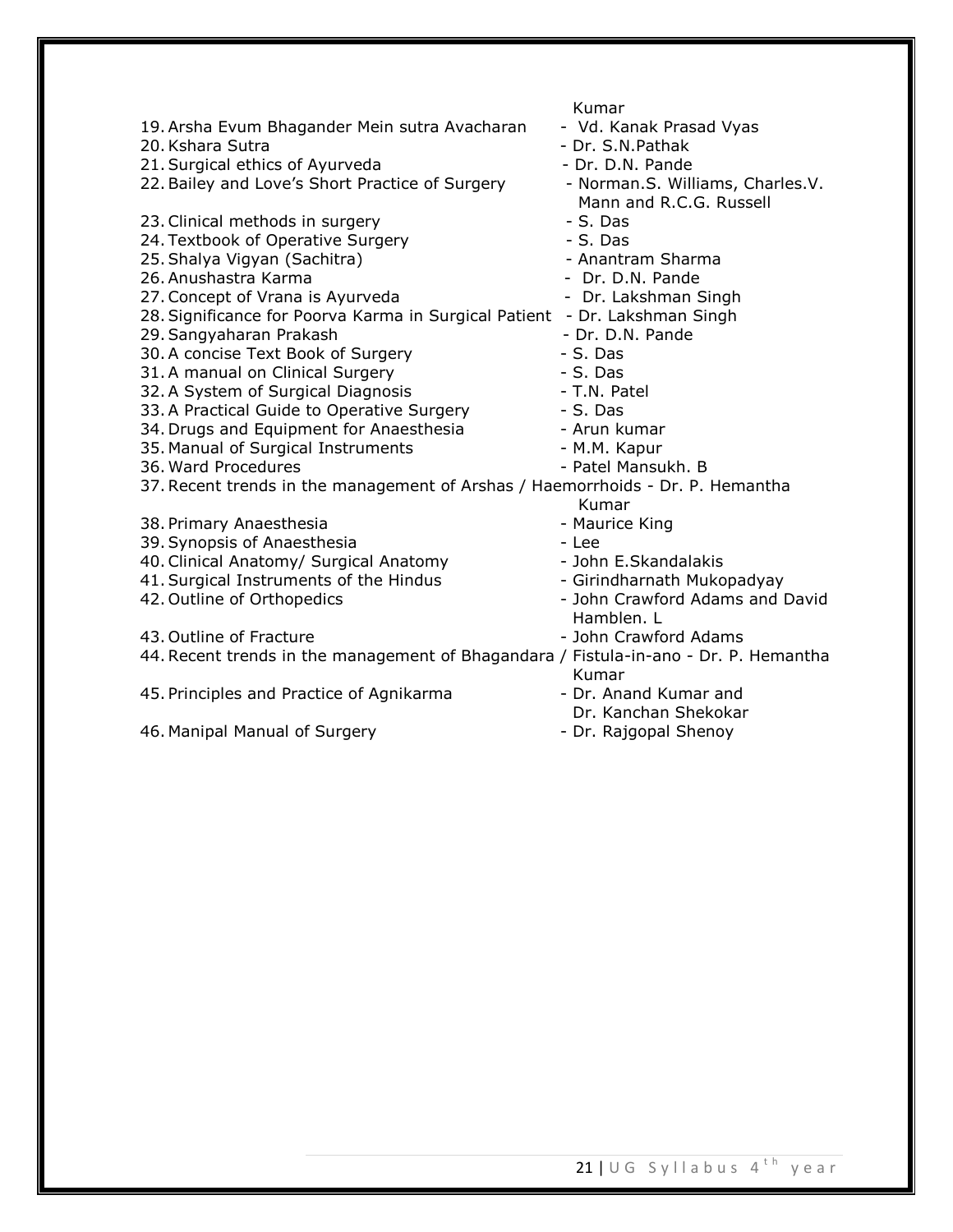Kumar

19. Arsha Evum Bhagander Mein sutra Avacharan - Vd. Kanak Prasad Vyas
20. Kshara Sutra - Dr. S.N.Pathak
21. Surgical ethics of Ayurveda - Dr. D.N. Pande
22. Bailey and Love's Short Practice of Surgery - Norman.S. Williams, Charles.V. Mann and R.C.G. Russell
23. Clinical methods in surgery - S. Das
24. Textbook of Operative Surgery - S. Das
25. Shalya Vigyan (Sachitra) - Anantram Sharma
26. Anushastra Karma - Dr. D.N. Pande
27. Concept of Vrana is Ayurveda - Dr. Lakshman Singh
28. Significance for Poorva Karma in Surgical Patient - Dr. Lakshman Singh
29. Sangyaharan Prakash - Dr. D.N. Pande
30. A concise Text Book of Surgery - S. Das
31. A manual on Clinical Surgery - S. Das
32. A System of Surgical Diagnosis - T.N. Patel
33. A Practical Guide to Operative Surgery - S. Das
34. Drugs and Equipment for Anaesthesia - Arun kumar
35. Manual of Surgical Instruments - M.M. Kapur
36. Ward Procedures - Patel Mansukh. B
37. Recent trends in the management of Arshas / Haemorrhoids - Dr. P. Hemantha Kumar
38. Primary Anaesthesia - Maurice King
39. Synopsis of Anaesthesia - Lee
40. Clinical Anatomy/ Surgical Anatomy - John E.Skandalakis
41. Surgical Instruments of the Hindus - Girindharnath Mukopadyay
42. Outline of Orthopedics - John Crawford Adams and David Hamblen. L
43. Outline of Fracture - John Crawford Adams
44. Recent trends in the management of Bhagandara / Fistula-in-ano - Dr. P. Hemantha Kumar
45. Principles and Practice of Agnikarma - Dr. Anand Kumar and Dr. Kanchan Shekokar
46. Manipal Manual of Surgery - Dr. Rajgopal Shenoy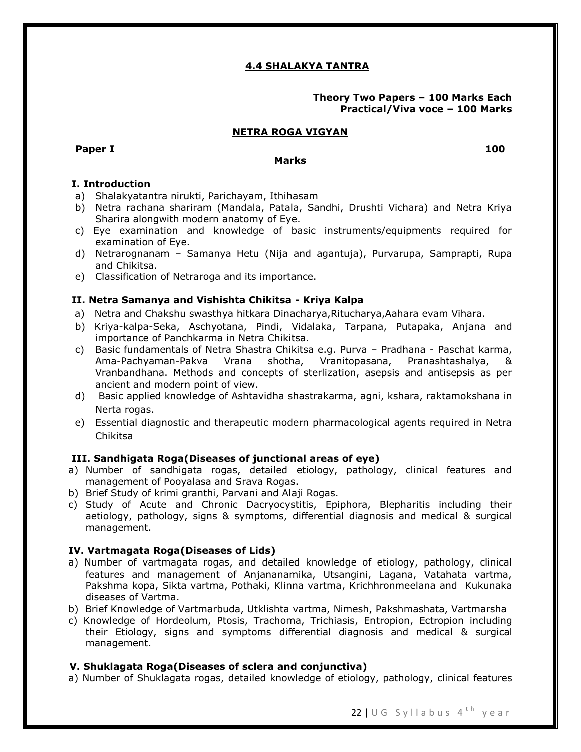## 4.4 SHALAKYA TANTRA

**Theory Two Papers – 100 Marks Each**
**Practical/Viva voce – 100 Marks**

### NETRA ROGA VIGYAN

**Paper I** **100 Marks**

**I. Introduction**

a) Shalakyatantra nirukti, Parichayam, Ithihasam
b) Netra rachana shariram (Mandala, Patala, Sandhi, Drushti Vichara) and Netra Kriya Sharira alongwith modern anatomy of Eye.
c) Eye examination and knowledge of basic instruments/equipments required for examination of Eye.
d) Netrarognanam – Samanya Hetu (Nija and agantuja), Purvarupa, Samprapti, Rupa and Chikitsa.
e) Classification of Netraroga and its importance.

**II. Netra Samanya and Vishishta Chikitsa - Kriya Kalpa**

a) Netra and Chakshu swasthya hitkara Dinacharya,Ritucharya,Aahara evam Vihara.
b) Kriya-kalpa-Seka, Aschyotana, Pindi, Vidalaka, Tarpana, Putapaka, Anjana and importance of Panchkarma in Netra Chikitsa.
c) Basic fundamentals of Netra Shastra Chikitsa e.g. Purva – Pradhana - Paschat karma, Ama-Pachyaman-Pakva Vrana shotha, Vranitopasana, Pranashtashalya, & Vranbandhana. Methods and concepts of sterlization, asepsis and antisepsis as per ancient and modern point of view.
d) Basic applied knowledge of Ashtavidha shastrakarma, agni, kshara, raktamokshana in Nerta rogas.
e) Essential diagnostic and therapeutic modern pharmacological agents required in Netra Chikitsa

**III. Sandhigata Roga(Diseases of junctional areas of eye)**

a) Number of sandhigata rogas, detailed etiology, pathology, clinical features and management of Pooyalasa and Srava Rogas.
b) Brief Study of krimi granthi, Parvani and Alaji Rogas.
c) Study of Acute and Chronic Dacryocystitis, Epiphora, Blepharitis including their aetiology, pathology, signs & symptoms, differential diagnosis and medical & surgical management.

**IV. Vartmagata Roga(Diseases of Lids)**

a) Number of vartmagata rogas, and detailed knowledge of etiology, pathology, clinical features and management of Anjananamika, Utsangini, Lagana, Vatahata vartma, Pakshma kopa, Sikta vartma, Pothaki, Klinna vartma, Krichhronmeelana and Kukunaka diseases of Vartma.
b) Brief Knowledge of Vartmarbuda, Utklishta vartma, Nimesh, Pakshmashata, Vartmarsha
c) Knowledge of Hordeolum, Ptosis, Trachoma, Trichiasis, Entropion, Ectropion including their Etiology, signs and symptoms differential diagnosis and medical & surgical management.

**V. Shuklagata Roga(Diseases of sclera and conjunctiva)**

a) Number of Shuklagata rogas, detailed knowledge of etiology, pathology, clinical features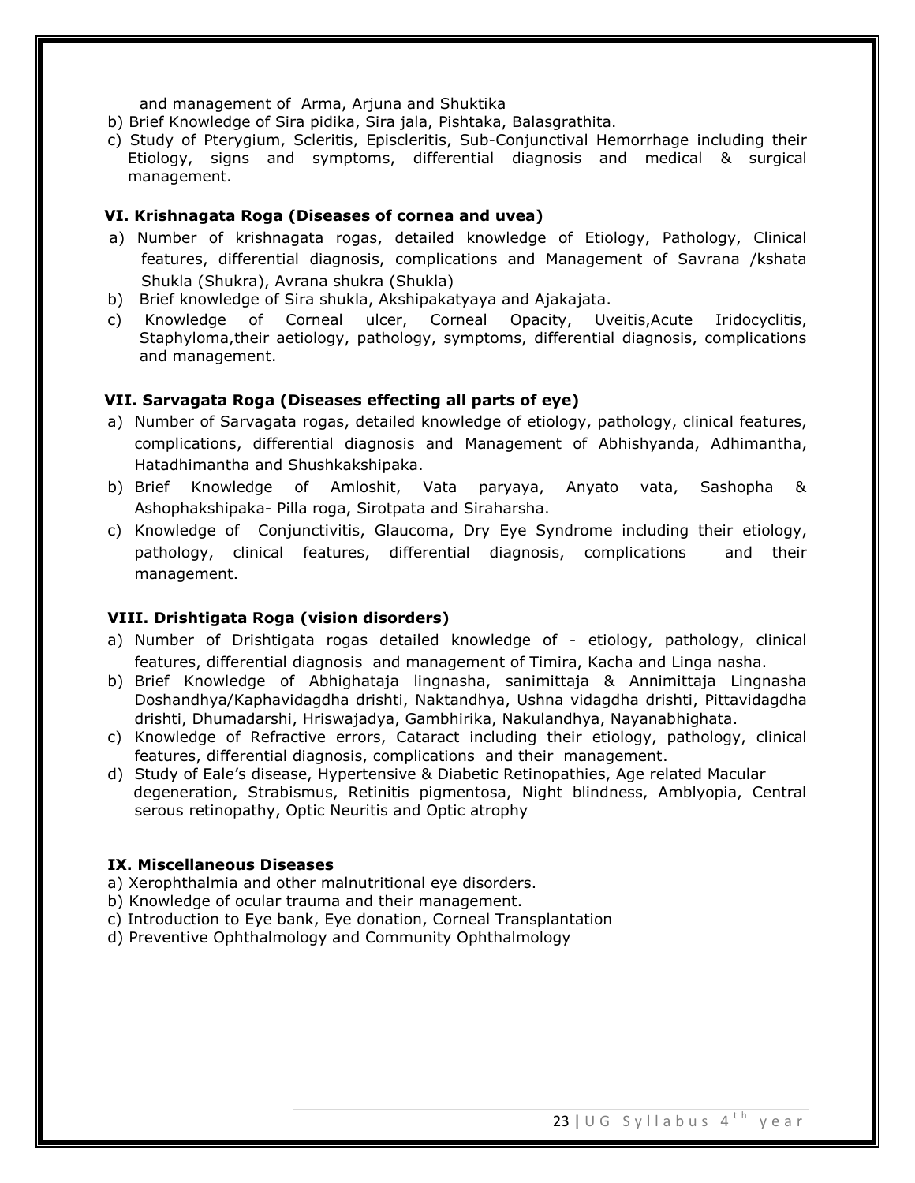and management of Arma, Arjuna and Shuktika

b) Brief Knowledge of Sira pidika, Sira jala, Pishtaka, Balasgrathita.

c) Study of Pterygium, Scleritis, Episcleritis, Sub-Conjunctival Hemorrhage including their Etiology, signs and symptoms, differential diagnosis and medical & surgical management.

### VI. Krishnagata Roga (Diseases of cornea and uvea)

a) Number of krishnagata rogas, detailed knowledge of Etiology, Pathology, Clinical features, differential diagnosis, complications and Management of Savrana /kshata Shukla (Shukra), Avrana shukra (Shukla)

b) Brief knowledge of Sira shukla, Akshipakatyaya and Ajakajata.

c) Knowledge of Corneal ulcer, Corneal Opacity, Uveitis,Acute Iridocyclitis, Staphyloma,their aetiology, pathology, symptoms, differential diagnosis, complications and management.

### VII. Sarvagata Roga (Diseases effecting all parts of eye)

a) Number of Sarvagata rogas, detailed knowledge of etiology, pathology, clinical features, complications, differential diagnosis and Management of Abhishyanda, Adhimantha, Hatadhimantha and Shushkakshipaka.

b) Brief Knowledge of Amloshit, Vata paryaya, Anyato vata, Sashopha & Ashophakshipaka- Pilla roga, Sirotpata and Siraharsha.

c) Knowledge of Conjunctivitis, Glaucoma, Dry Eye Syndrome including their etiology, pathology, clinical features, differential diagnosis, complications and their management.

### VIII. Drishtigata Roga (vision disorders)

a) Number of Drishtigata rogas detailed knowledge of - etiology, pathology, clinical features, differential diagnosis and management of Timira, Kacha and Linga nasha.

b) Brief Knowledge of Abhighataja lingnasha, sanimittaja & Annimittaja Lingnasha Doshandhya/Kaphavidagdha drishti, Naktandhya, Ushna vidagdha drishti, Pittavidagdha drishti, Dhumadarshi, Hriswajadya, Gambhirika, Nakulandhya, Nayanabhighata.

c) Knowledge of Refractive errors, Cataract including their etiology, pathology, clinical features, differential diagnosis, complications and their management.

d) Study of Eale's disease, Hypertensive & Diabetic Retinopathies, Age related Macular degeneration, Strabismus, Retinitis pigmentosa, Night blindness, Amblyopia, Central serous retinopathy, Optic Neuritis and Optic atrophy

### IX. Miscellaneous Diseases

a) Xerophthalmia and other malnutritional eye disorders.

b) Knowledge of ocular trauma and their management.

c) Introduction to Eye bank, Eye donation, Corneal Transplantation

d) Preventive Ophthalmology and Community Ophthalmology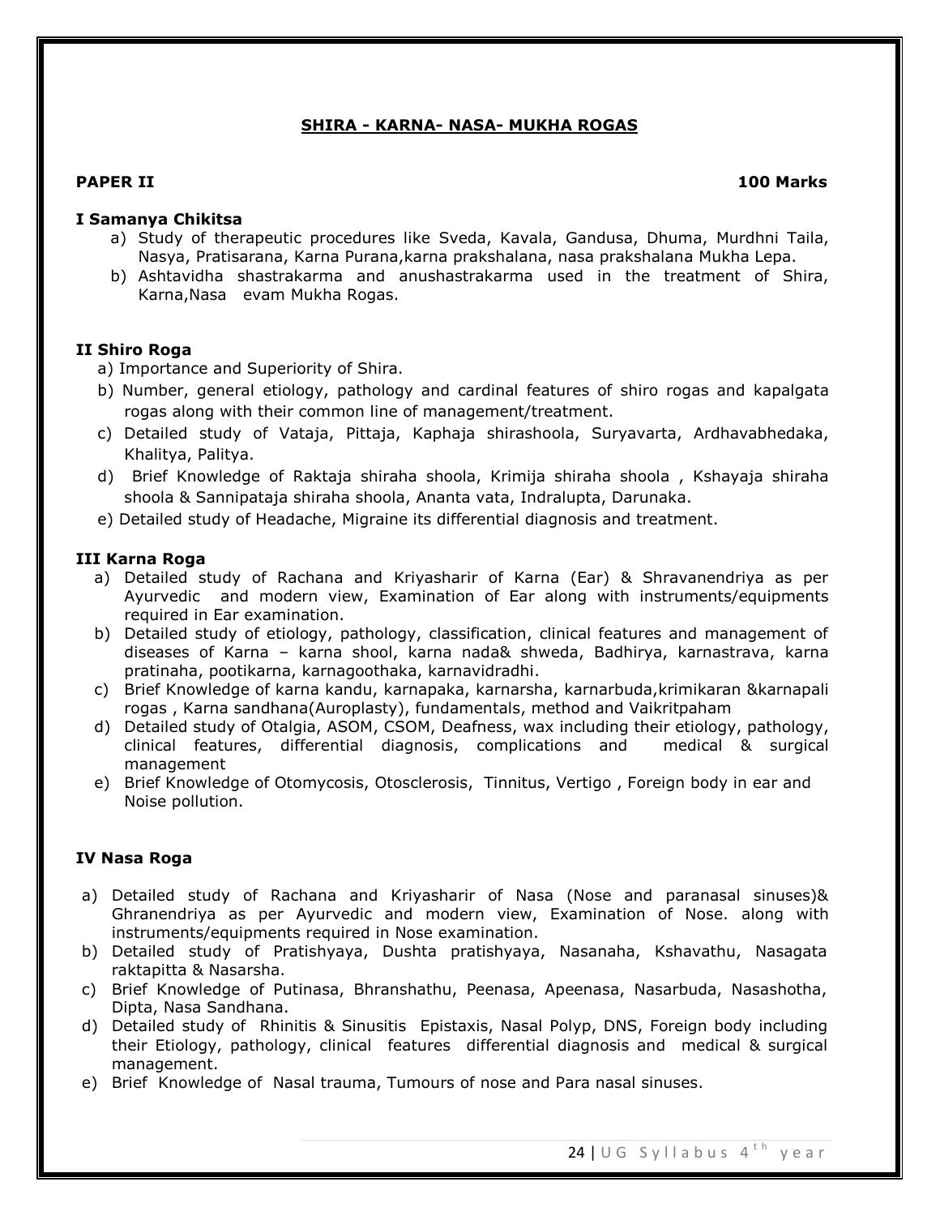## SHIRA - KARNA- NASA- MUKHA ROGAS

**PAPER II** **100 Marks**

### I Samanya Chikitsa

a) Study of therapeutic procedures like Sveda, Kavala, Gandusa, Dhuma, Murdhni Taila, Nasya, Pratisarana, Karna Purana,karna prakshalana, nasa prakshalana Mukha Lepa.
b) Ashtavidha shastrakarma and anushastrakarma used in the treatment of Shira, Karna,Nasa evam Mukha Rogas.

### II Shiro Roga

a) Importance and Superiority of Shira.
b) Number, general etiology, pathology and cardinal features of shiro rogas and kapalgata rogas along with their common line of management/treatment.
c) Detailed study of Vataja, Pittaja, Kaphaja shirashoola, Suryavarta, Ardhavabhedaka, Khalitya, Palitya.
d) Brief Knowledge of Raktaja shiraha shoola, Krimija shiraha shoola , Kshayaja shiraha shoola & Sannipataja shiraha shoola, Ananta vata, Indralupta, Darunaka.
e) Detailed study of Headache, Migraine its differential diagnosis and treatment.

### III Karna Roga

a) Detailed study of Rachana and Kriyasharir of Karna (Ear) & Shravanendriya as per Ayurvedic and modern view, Examination of Ear along with instruments/equipments required in Ear examination.
b) Detailed study of etiology, pathology, classification, clinical features and management of diseases of Karna – karna shool, karna nada& shweda, Badhirya, karnastrava, karna pratinaha, pootikarna, karnagoothaka, karnavidradhi.
c) Brief Knowledge of karna kandu, karnapaka, karnarsha, karnarbuda,krimikaran &karnapali rogas , Karna sandhana(Auroplasty), fundamentals, method and Vaikritpaham
d) Detailed study of Otalgia, ASOM, CSOM, Deafness, wax including their etiology, pathology, clinical features, differential diagnosis, complications and medical & surgical management
e) Brief Knowledge of Otomycosis, Otosclerosis, Tinnitus, Vertigo , Foreign body in ear and Noise pollution.

### IV Nasa Roga

a) Detailed study of Rachana and Kriyasharir of Nasa (Nose and paranasal sinuses)& Ghranendriya as per Ayurvedic and modern view, Examination of Nose. along with instruments/equipments required in Nose examination.
b) Detailed study of Pratishyaya, Dushta pratishyaya, Nasanaha, Kshavathu, Nasagata raktapitta & Nasarsha.
c) Brief Knowledge of Putinasa, Bhranshathu, Peenasa, Apeenasa, Nasarbuda, Nasashotha, Dipta, Nasa Sandhana.
d) Detailed study of Rhinitis & Sinusitis Epistaxis, Nasal Polyp, DNS, Foreign body including their Etiology, pathology, clinical features differential diagnosis and medical & surgical management.
e) Brief Knowledge of Nasal trauma, Tumours of nose and Para nasal sinuses.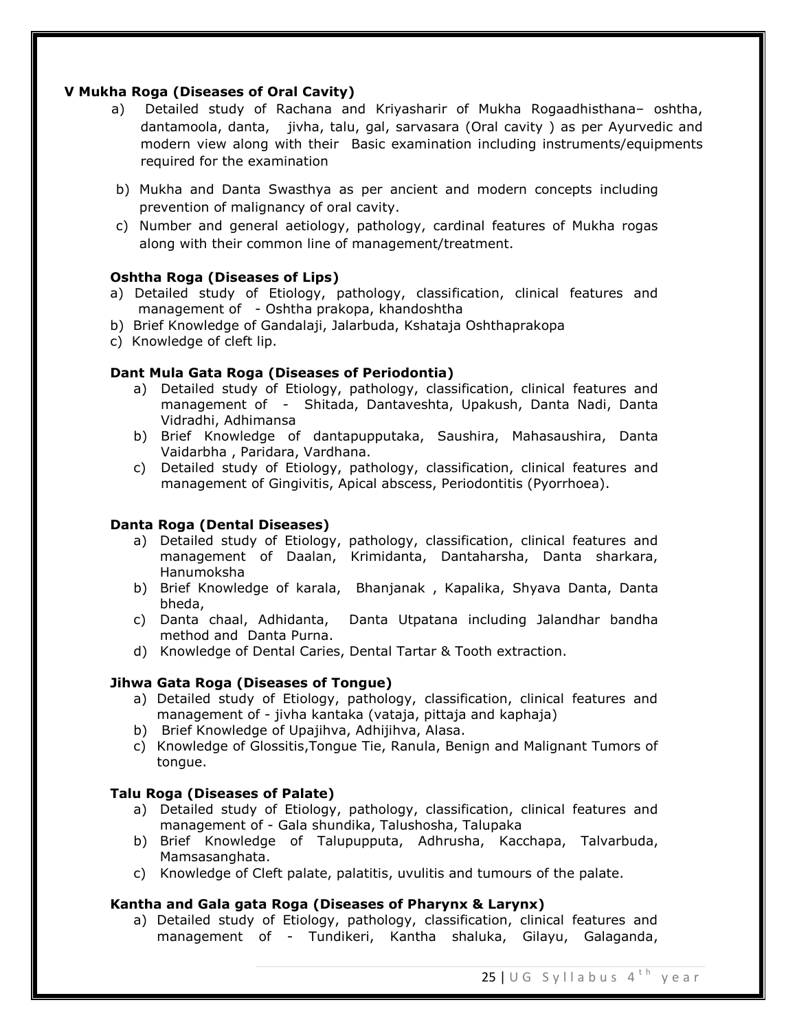### V Mukha Roga (Diseases of Oral Cavity)

a) Detailed study of Rachana and Kriyasharir of Mukha Rogaadhisthana– oshtha, dantamoola, danta, jivha, talu, gal, sarvasara (Oral cavity ) as per Ayurvedic and modern view along with their Basic examination including instruments/equipments required for the examination

b) Mukha and Danta Swasthya as per ancient and modern concepts including prevention of malignancy of oral cavity.

c) Number and general aetiology, pathology, cardinal features of Mukha rogas along with their common line of management/treatment.

#### Oshtha Roga (Diseases of Lips)

a) Detailed study of Etiology, pathology, classification, clinical features and management of - Oshtha prakopa, khandoshtha
b) Brief Knowledge of Gandalaji, Jalarbuda, Kshataja Oshthaprakopa
c) Knowledge of cleft lip.

#### Dant Mula Gata Roga (Diseases of Periodontia)

a) Detailed study of Etiology, pathology, classification, clinical features and management of - Shitada, Dantaveshta, Upakush, Danta Nadi, Danta Vidradhi, Adhimansa
b) Brief Knowledge of dantapupputaka, Saushira, Mahasaushira, Danta Vaidarbha , Paridara, Vardhana.
c) Detailed study of Etiology, pathology, classification, clinical features and management of Gingivitis, Apical abscess, Periodontitis (Pyorrhoea).

#### Danta Roga (Dental Diseases)

a) Detailed study of Etiology, pathology, classification, clinical features and management of Daalan, Krimidanta, Dantaharsha, Danta sharkara, Hanumoksha
b) Brief Knowledge of karala, Bhanjanak , Kapalika, Shyava Danta, Danta bheda,
c) Danta chaal, Adhidanta, Danta Utpatana including Jalandhar bandha method and Danta Purna.
d) Knowledge of Dental Caries, Dental Tartar & Tooth extraction.

#### Jihwa Gata Roga (Diseases of Tongue)

a) Detailed study of Etiology, pathology, classification, clinical features and management of - jivha kantaka (vataja, pittaja and kaphaja)
b) Brief Knowledge of Upajihva, Adhijihva, Alasa.
c) Knowledge of Glossitis,Tongue Tie, Ranula, Benign and Malignant Tumors of tongue.

#### Talu Roga (Diseases of Palate)

a) Detailed study of Etiology, pathology, classification, clinical features and management of - Gala shundika, Talushosha, Talupaka
b) Brief Knowledge of Talupupputa, Adhrusha, Kacchapa, Talvarbuda, Mamsasanghata.
c) Knowledge of Cleft palate, palatitis, uvulitis and tumours of the palate.

#### Kantha and Gala gata Roga (Diseases of Pharynx & Larynx)

a) Detailed study of Etiology, pathology, classification, clinical features and management of - Tundikeri, Kantha shaluka, Gilayu, Galaganda,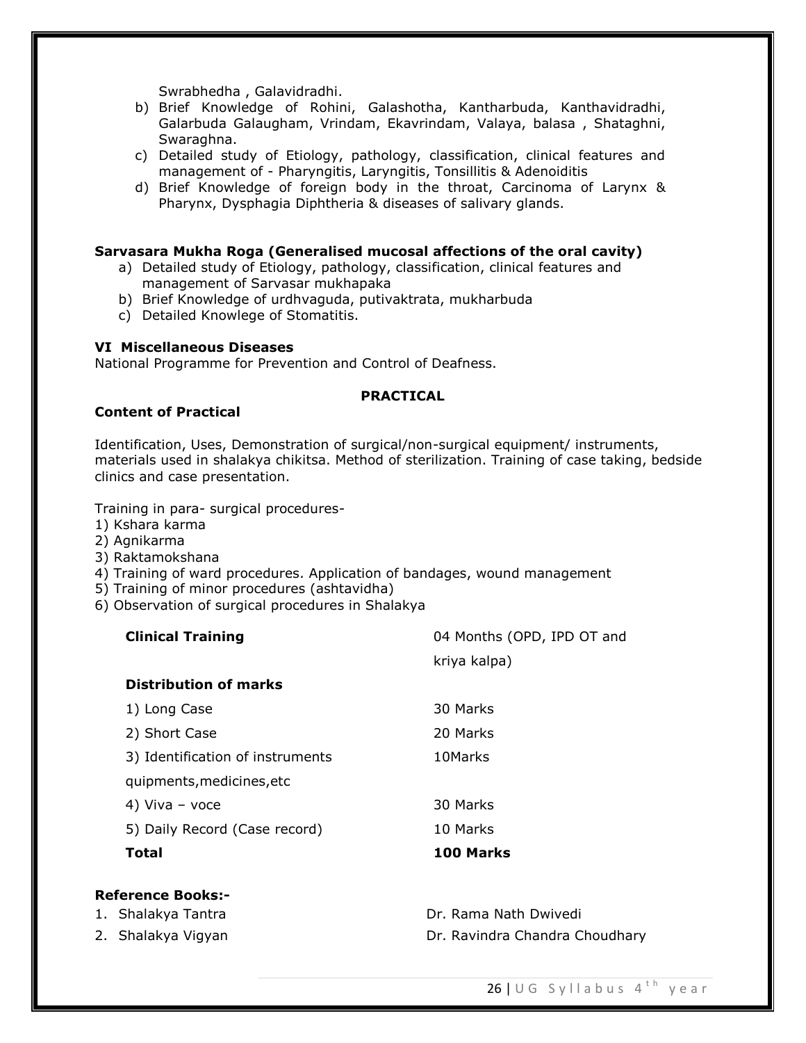Swrabhedha , Galavidradhi.

b) Brief Knowledge of Rohini, Galashotha, Kantharbuda, Kanthavidradhi, Galarbuda Galaugham, Vrindam, Ekavrindam, Valaya, balasa , Shataghni, Swaraghna.
c) Detailed study of Etiology, pathology, classification, clinical features and management of - Pharyngitis, Laryngitis, Tonsillitis & Adenoiditis
d) Brief Knowledge of foreign body in the throat, Carcinoma of Larynx & Pharynx, Dysphagia Diphtheria & diseases of salivary glands.

**Sarvasara Mukha Roga (Generalised mucosal affections of the oral cavity)**

a) Detailed study of Etiology, pathology, classification, clinical features and management of Sarvasar mukhapaka
b) Brief Knowledge of urdhvaguda, putivaktrata, mukharbuda
c) Detailed Knowlege of Stomatitis.

**VI Miscellaneous Diseases**

National Programme for Prevention and Control of Deafness.

**PRACTICAL**

**Content of Practical**

Identification, Uses, Demonstration of surgical/non-surgical equipment/ instruments, materials used in shalakya chikitsa. Method of sterilization. Training of case taking, bedside clinics and case presentation.

Training in para- surgical procedures-

1) Kshara karma
2) Agnikarma
3) Raktamokshana
4) Training of ward procedures. Application of bandages, wound management
5) Training of minor procedures (ashtavidha)
6) Observation of surgical procedures in Shalakya

| **Clinical Training** | 04 Months (OPD, IPD OT and kriya kalpa) |
|---|---|
| **Distribution of marks** | |
| 1) Long Case | 30 Marks |
| 2) Short Case | 20 Marks |
| 3) Identification of instruments quipments,medicines,etc | 10Marks |
| 4) Viva – voce | 30 Marks |
| 5) Daily Record (Case record) | 10 Marks |
| **Total** | **100 Marks** |

**Reference Books:-**

| | |
|---|---|
| 1. Shalakya Tantra | Dr. Rama Nath Dwivedi |
| 2. Shalakya Vigyan | Dr. Ravindra Chandra Choudhary |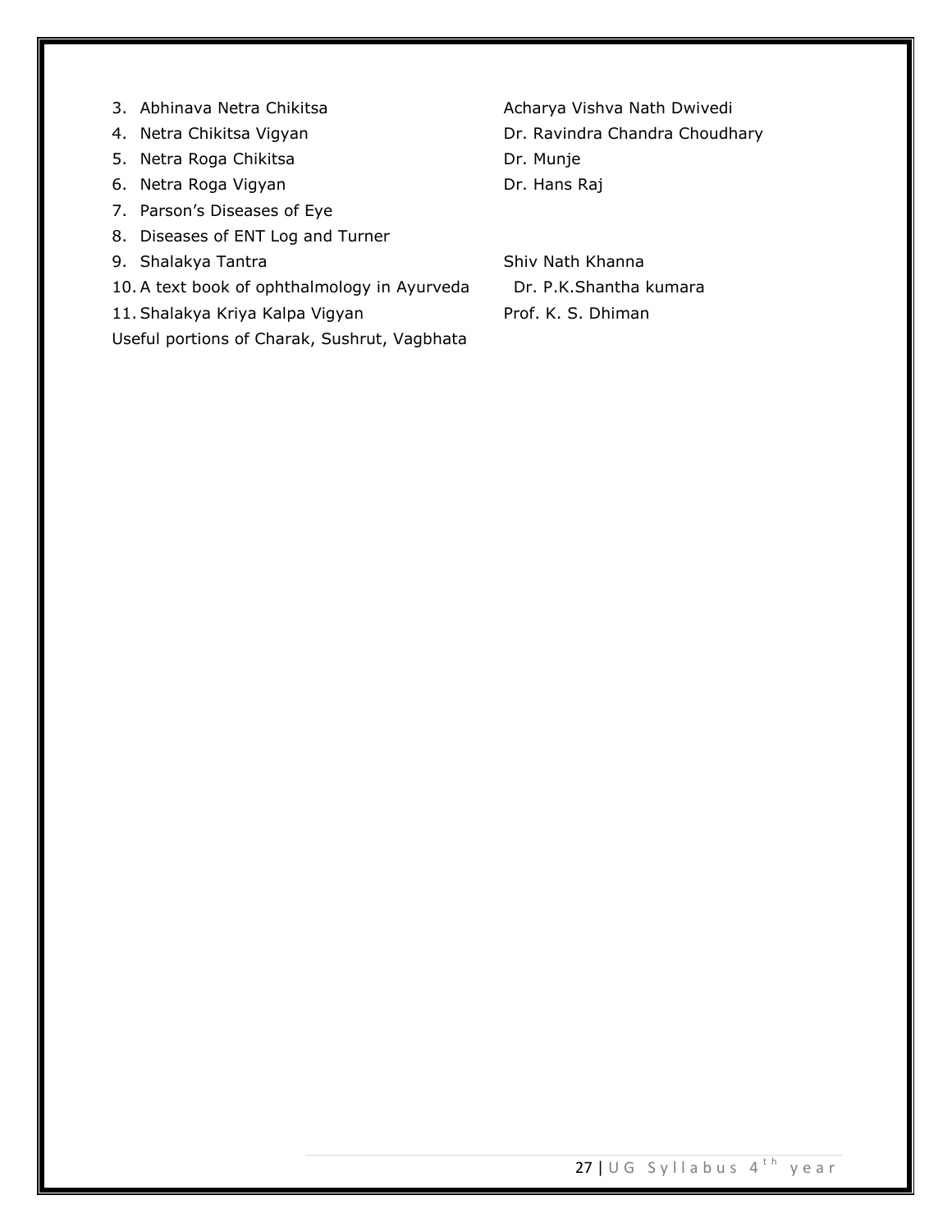| | |
|---|---|
| 3. Abhinava Netra Chikitsa | Acharya Vishva Nath Dwivedi |
| 4. Netra Chikitsa Vigyan | Dr. Ravindra Chandra Choudhary |
| 5. Netra Roga Chikitsa | Dr. Munje |
| 6. Netra Roga Vigyan | Dr. Hans Raj |
| 7. Parson's Diseases of Eye | |
| 8. Diseases of ENT Log and Turner | |
| 9. Shalakya Tantra | Shiv Nath Khanna |
| 10. A text book of ophthalmology in Ayurveda | Dr. P.K.Shantha kumara |
| 11. Shalakya Kriya Kalpa Vigyan | Prof. K. S. Dhiman |

Useful portions of Charak, Sushrut, Vagbhata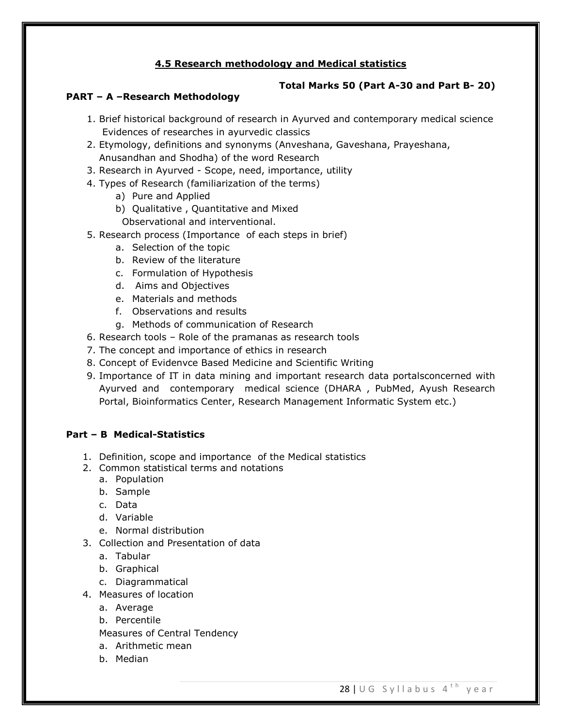## 4.5 Research methodology and Medical statistics

**Total Marks 50 (Part A-30 and Part B- 20)**

### PART – A –Research Methodology

1. Brief historical background of research in Ayurved and contemporary medical science Evidences of researches in ayurvedic classics
2. Etymology, definitions and synonyms (Anveshana, Gaveshana, Prayeshana, Anusandhan and Shodha) of the word Research
3. Research in Ayurved - Scope, need, importance, utility
4. Types of Research (familiarization of the terms)
   a) Pure and Applied
   b) Qualitative , Quantitative and Mixed
   Observational and interventional.
5. Research process (Importance of each steps in brief)
   a. Selection of the topic
   b. Review of the literature
   c. Formulation of Hypothesis
   d. Aims and Objectives
   e. Materials and methods
   f. Observations and results
   g. Methods of communication of Research
6. Research tools – Role of the pramanas as research tools
7. The concept and importance of ethics in research
8. Concept of Evidenvce Based Medicine and Scientific Writing
9. Importance of IT in data mining and important research data portalsconcerned with Ayurved and contemporary medical science (DHARA , PubMed, Ayush Research Portal, Bioinformatics Center, Research Management Informatic System etc.)

### Part – B Medical-Statistics

1. Definition, scope and importance of the Medical statistics
2. Common statistical terms and notations
   a. Population
   b. Sample
   c. Data
   d. Variable
   e. Normal distribution
3. Collection and Presentation of data
   a. Tabular
   b. Graphical
   c. Diagrammatical
4. Measures of location
   a. Average
   b. Percentile
   Measures of Central Tendency
   a. Arithmetic mean
   b. Median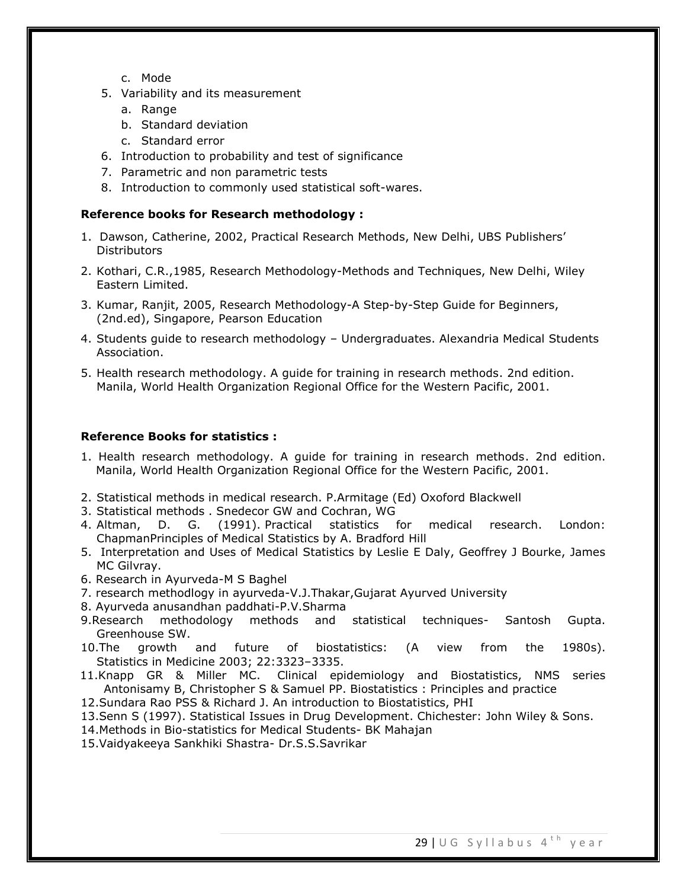c. Mode

5. Variability and its measurement
   a. Range
   b. Standard deviation
   c. Standard error
6. Introduction to probability and test of significance
7. Parametric and non parametric tests
8. Introduction to commonly used statistical soft-wares.

**Reference books for Research methodology :**

1. Dawson, Catherine, 2002, Practical Research Methods, New Delhi, UBS Publishers' Distributors
2. Kothari, C.R.,1985, Research Methodology-Methods and Techniques, New Delhi, Wiley Eastern Limited.
3. Kumar, Ranjit, 2005, Research Methodology-A Step-by-Step Guide for Beginners, (2nd.ed), Singapore, Pearson Education
4. Students guide to research methodology – Undergraduates. Alexandria Medical Students Association.
5. Health research methodology. A guide for training in research methods. 2nd edition. Manila, World Health Organization Regional Office for the Western Pacific, 2001.

**Reference Books for statistics :**

1. Health research methodology. A guide for training in research methods. 2nd edition. Manila, World Health Organization Regional Office for the Western Pacific, 2001.
2. Statistical methods in medical research. P.Armitage (Ed) Oxoford Blackwell
3. Statistical methods . Snedecor GW and Cochran, WG
4. Altman, D. G. (1991). Practical statistics for medical research. London: ChapmanPrinciples of Medical Statistics by A. Bradford Hill
5. Interpretation and Uses of Medical Statistics by Leslie E Daly, Geoffrey J Bourke, James MC Gilvray.
6. Research in Ayurveda-M S Baghel
7. research methodlogy in ayurveda-V.J.Thakar,Gujarat Ayurved University
8. Ayurveda anusandhan paddhati-P.V.Sharma
9. Research methodology methods and statistical techniques- Santosh Gupta. Greenhouse SW.
10. The growth and future of biostatistics: (A view from the 1980s). Statistics in Medicine 2003; 22:3323–3335.
11. Knapp GR & Miller MC. Clinical epidemiology and Biostatistics, NMS series Antonisamy B, Christopher S & Samuel PP. Biostatistics : Principles and practice
12. Sundara Rao PSS & Richard J. An introduction to Biostatistics, PHI
13. Senn S (1997). Statistical Issues in Drug Development. Chichester: John Wiley & Sons.
14. Methods in Bio-statistics for Medical Students- BK Mahajan
15. Vaidyakeeya Sankhiki Shastra- Dr.S.S.Savrikar